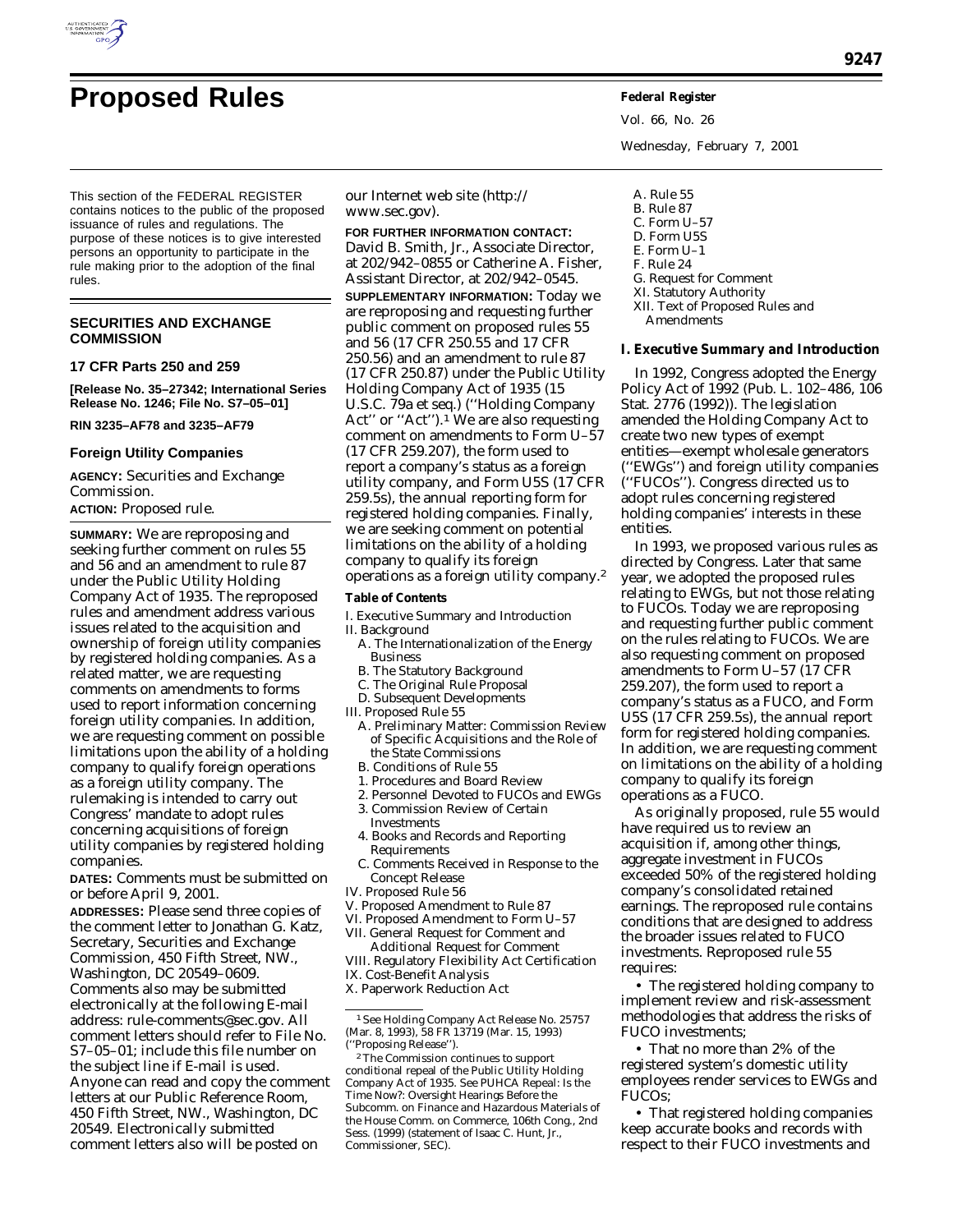# Proposed Rules

This section of the FEDERAL REGISTER contains notices to the public of the proposed issuance of rules and regulations. The purpose of these notices is to give interested persons an opportunity to participate in the rule making prior to the adoption of the final rules.

## SECURITIES AND EXCHANGE COMMISSION

### 17 CFR Parts 250 and 259

**[Release No. 35–27342; International Series Release No. 1246; File No. S7–05–01]**

**RIN 3235–AF78 and 3235–AF79**

### Foreign Utility Companies

**AGENCY:** Securities and Exchange Commission.

**ACTION:** Proposed rule.

**SUMMARY:** We are reproposing and seeking further comment on rules 55 and 56 and an amendment to rule 87 under the Public Utility Holding Company Act of 1935. The reproposed rules and amendment address various issues related to the acquisition and ownership of foreign utility companies by registered holding companies. As a related matter, we are requesting comments on amendments to forms used to report information concerning foreign utility companies. In addition, we are requesting comment on possible limitations upon the ability of a holding company to qualify foreign operations as a foreign utility company. The rulemaking is intended to carry out Congress' mandate to adopt rules concerning acquisitions of foreign utility companies by registered holding companies.

**DATES:** Comments must be submitted on or before April 9, 2001.

**ADDRESSES:** Please send three copies of the comment letter to Jonathan G. Katz, Secretary, Securities and Exchange Commission, 450 Fifth Street, NW., Washington, DC 20549–0609. Comments also may be submitted electronically at the following E-mail address: rule-comments@sec.gov. All comment letters should refer to File No. S7–05–01; include this file number on the subject line if E-mail is used. Anyone can read and copy the comment letters at our Public Reference Room, 450 Fifth Street, NW., Washington, DC 20549. Electronically submitted comment letters also will be posted on our Internet web site (http://www.sec.gov).

**FOR FURTHER INFORMATION CONTACT:** David B. Smith, Jr., Associate Director, at 202/942–0855 or Catherine A. Fisher, Assistant Director, at 202/942–0545.

**SUPPLEMENTARY INFORMATION:** Today we are reproposing and requesting further public comment on proposed rules 55 and 56 (17 CFR 250.55 and 17 CFR 250.56) and an amendment to rule 87 (17 CFR 250.87) under the Public Utility Holding Company Act of 1935 (15 U.S.C. 79a et seq.) (''Holding Company Act'' or ''Act'').[1] We are also requesting comment on amendments to Form U–57 (17 CFR 259.207), the form used to report a company's status as a foreign utility company, and Form U5S (17 CFR 259.5s), the annual reporting form for registered holding companies. Finally, we are seeking comment on potential limitations on the ability of a holding company to qualify its foreign operations as a foreign utility company.[2]

**Table of Contents**

I. Executive Summary and Introduction
II. Background
 A. The Internationalization of the Energy Business
 B. The Statutory Background
 C. The Original Rule Proposal
 D. Subsequent Developments
III. Proposed Rule 55
 A. Preliminary Matter: Commission Review of Specific Acquisitions and the Role of the State Commissions
 B. Conditions of Rule 55
 1. Procedures and Board Review
 2. Personnel Devoted to FUCOs and EWGs
 3. Commission Review of Certain Investments
 4. Books and Records and Reporting Requirements
 C. Comments Received in Response to the Concept Release
IV. Proposed Rule 56
V. Proposed Amendment to Rule 87
VI. Proposed Amendment to Form U–57
VII. General Request for Comment and Additional Request for Comment
VIII. Regulatory Flexibility Act Certification
IX. Cost-Benefit Analysis
X. Paperwork Reduction Act
 A. Rule 55
 B. Rule 87
 C. Form U–57
 D. Form U5S
 E. Form U–1
 F. Rule 24
 G. Request for Comment
XI. Statutory Authority
XII. Text of Proposed Rules and Amendments

**I. Executive Summary and Introduction**

In 1992, Congress adopted the Energy Policy Act of 1992 (Pub. L. 102–486, 106 Stat. 2776 (1992)). The legislation amended the Holding Company Act to create two new types of exempt entities—exempt wholesale generators (''EWGs'') and foreign utility companies (''FUCOs''). Congress directed us to adopt rules concerning registered holding companies' interests in these entities.

In 1993, we proposed various rules as directed by Congress. Later that same year, we adopted the proposed rules relating to EWGs, but not those relating to FUCOs. Today we are reproposing and requesting further public comment on the rules relating to FUCOs. We are also requesting comment on proposed amendments to Form U–57 (17 CFR 259.207), the form used to report a company's status as a FUCO, and Form U5S (17 CFR 259.5s), the annual report form for registered holding companies. In addition, we are requesting comment on limitations on the ability of a holding company to qualify its foreign operations as a FUCO.

As originally proposed, rule 55 would have required us to review an acquisition if, among other things, aggregate investment in FUCOs exceeded 50% of the registered holding company's consolidated retained earnings. The reproposed rule contains conditions that are designed to address the broader issues related to FUCO investments. Reproposed rule 55 requires:

• The registered holding company to implement review and risk-assessment methodologies that address the risks of FUCO investments;

• That no more than 2% of the registered system's domestic utility employees render services to EWGs and FUCOs;

• That registered holding companies keep accurate books and records with respect to their FUCO investments and

---

[1] See Holding Company Act Release No. 25757 (Mar. 8, 1993), 58 FR 13719 (Mar. 15, 1993) (''Proposing Release'').

[2] The Commission continues to support conditional repeal of the Public Utility Holding Company Act of 1935. See PUHCA Repeal: Is the Time Now?: Oversight Hearings Before the Subcomm. on Finance and Hazardous Materials of the House Comm. on Commerce, 106th Cong., 2nd Sess. (1999) (statement of Isaac C. Hunt, Jr., Commissioner, SEC).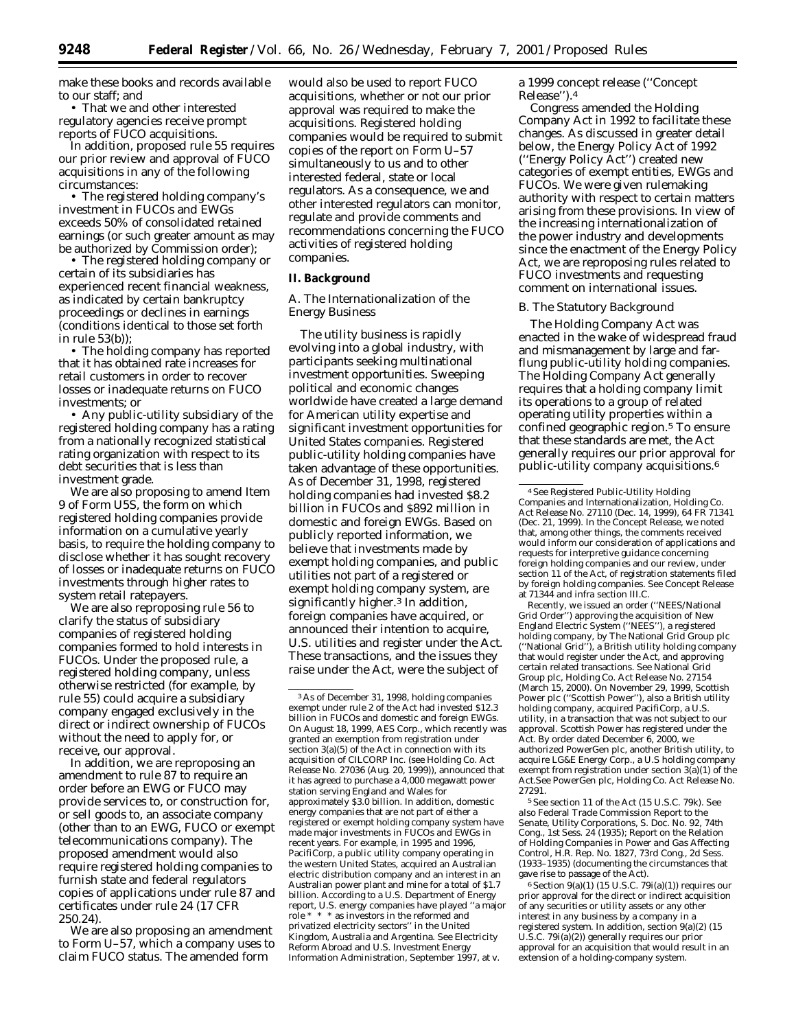make these books and records available to our staff; and

• That we and other interested regulatory agencies receive prompt reports of FUCO acquisitions.

In addition, proposed rule 55 requires our prior review and approval of FUCO acquisitions in any of the following circumstances:

• The registered holding company's investment in FUCOs and EWGs exceeds 50% of consolidated retained earnings (or such greater amount as may be authorized by Commission order);

• The registered holding company or certain of its subsidiaries has experienced recent financial weakness, as indicated by certain bankruptcy proceedings or declines in earnings (conditions identical to those set forth in rule 53(b));

• The holding company has reported that it has obtained rate increases for retail customers in order to recover losses or inadequate returns on FUCO investments; or

• Any public-utility subsidiary of the registered holding company has a rating from a nationally recognized statistical rating organization with respect to its debt securities that is less than investment grade.

We are also proposing to amend Item 9 of Form U5S, the form on which registered holding companies provide information on a cumulative yearly basis, to require the holding company to disclose whether it has sought recovery of losses or inadequate returns on FUCO investments through higher rates to system retail ratepayers.

We are also reproposing rule 56 to clarify the status of subsidiary companies of registered holding companies formed to hold interests in FUCOs. Under the proposed rule, a registered holding company, unless otherwise restricted (for example, by rule 55) could acquire a subsidiary company engaged exclusively in the direct or indirect ownership of FUCOs without the need to apply for, or receive, our approval.

In addition, we are reproposing an amendment to rule 87 to require an order before an EWG or FUCO may provide services to, or construction for, or sell goods to, an associate company (other than to an EWG, FUCO or exempt telecommunications company). The proposed amendment would also require registered holding companies to furnish state and federal regulators copies of applications under rule 87 and certificates under rule 24 (17 CFR 250.24).

We are also proposing an amendment to Form U–57, which a company uses to claim FUCO status. The amended form would also be used to report FUCO acquisitions, whether or not our prior approval was required to make the acquisitions. Registered holding companies would be required to submit copies of the report on Form U–57 simultaneously to us and to other interested federal, state or local regulators. As a consequence, we and other interested regulators can monitor, regulate and provide comments and recommendations concerning the FUCO activities of registered holding companies.

## II. Background

### A. The Internationalization of the Energy Business

The utility business is rapidly evolving into a global industry, with participants seeking multinational investment opportunities. Sweeping political and economic changes worldwide have created a large demand for American utility expertise and significant investment opportunities for United States companies. Registered public-utility holding companies have taken advantage of these opportunities. As of December 31, 1998, registered holding companies had invested \$8.2 billion in FUCOs and \$892 million in domestic and foreign EWGs. Based on publicly reported information, we believe that investments made by exempt holding companies, and public utilities not part of a registered or exempt holding company system, are significantly higher.[3] In addition, foreign companies have acquired, or announced their intention to acquire, U.S. utilities and register under the Act. These transactions, and the issues they raise under the Act, were the subject of a 1999 concept release (''Concept Release'').[4]

Congress amended the Holding Company Act in 1992 to facilitate these changes. As discussed in greater detail below, the Energy Policy Act of 1992 (''Energy Policy Act'') created new categories of exempt entities, EWGs and FUCOs. We were given rulemaking authority with respect to certain matters arising from these provisions. In view of the increasing internationalization of the power industry and developments since the enactment of the Energy Policy Act, we are reproposing rules related to FUCO investments and requesting comment on international issues.

### B. The Statutory Background

The Holding Company Act was enacted in the wake of widespread fraud and mismanagement by large and far-flung public-utility holding companies. The Holding Company Act generally requires that a holding company limit its operations to a group of related operating utility properties within a confined geographic region.[5] To ensure that these standards are met, the Act generally requires our prior approval for public-utility company acquisitions.[6]

---

[3] As of December 31, 1998, holding companies exempt under rule 2 of the Act had invested \$12.3 billion in FUCOs and domestic and foreign EWGs. On August 18, 1999, AES Corp., which recently was granted an exemption from registration under section 3(a)(5) of the Act in connection with its acquisition of CILCORP Inc. (*see* Holding Co. Act Release No. 27036 (Aug. 20, 1999)), announced that it has agreed to purchase a 4,000 megawatt power station serving England and Wales for approximately \$3.0 billion. In addition, domestic energy companies that are not part of either a registered or exempt holding company system have made major investments in FUCOs and EWGs in recent years. For example, in 1995 and 1996, PacifiCorp, a public utility company operating in the western United States, acquired an Australian electric distribution company and an interest in an Australian power plant and mine for a total of \$1.7 billion. According to a U.S. Department of Energy report, U.S. energy companies have played ''a major role * * * as investors in the reformed and privatized electricity sectors'' in the United Kingdom, Australia and Argentina. *See* Electricity Reform Abroad and U.S. Investment Energy Information Administration, September 1997, at v.

[4] *See* Registered Public-Utility Holding Companies and Internationalization, Holding Co. Act Release No. 27110 (Dec. 14, 1999), 64 FR 71341 (Dec. 21, 1999). In the Concept Release, we noted that, among other things, the comments received would inform our consideration of applications and requests for interpretive guidance concerning foreign holding companies and our review, under section 11 of the Act, of registration statements filed by foreign holding companies. *See* Concept Release at 71344 and *infra* section III.C.

Recently, we issued an order (''NEES/National Grid Order'') approving the acquisition of New England Electric System (''NEES''), a registered holding company, by The National Grid Group plc (''National Grid''), a British utility holding company that would register under the Act, and approving certain related transactions. *See* National Grid Group plc, Holding Co. Act Release No. 27154 (March 15, 2000). On November 29, 1999, Scottish Power plc (''Scottish Power''), also a British utility holding company, acquired PacifiCorp, a U.S. utility, in a transaction that was not subject to our approval. Scottish Power has registered under the Act. By order dated December 6, 2000, we authorized PowerGen plc, another British utility, to acquire LG&E Energy Corp., a U.S holding company exempt from registration under section 3(a)(1) of the Act.*See* PowerGen plc, Holding Co. Act Release No. 27291.

[5] *See* section 11 of the Act (15 U.S.C. 79k). *See also* Federal Trade Commission Report to the Senate, Utility Corporations, S. Doc. No. 92, 74th Cong., 1st Sess. 24 (1935); Report on the Relation of Holding Companies in Power and Gas Affecting Control, H.R. Rep. No. 1827, 73rd Cong., 2d Sess. (1933–1935) (documenting the circumstances that gave rise to passage of the Act).

[6] Section 9(a)(1) (15 U.S.C. 79i(a)(1)) requires our prior approval for the direct or indirect acquisition of any securities or utility assets or any other interest in any business by a company in a registered system. In addition, section 9(a)(2) (15 U.S.C. 79i(a)(2)) generally requires our prior approval for an acquisition that would result in an extension of a holding-company system.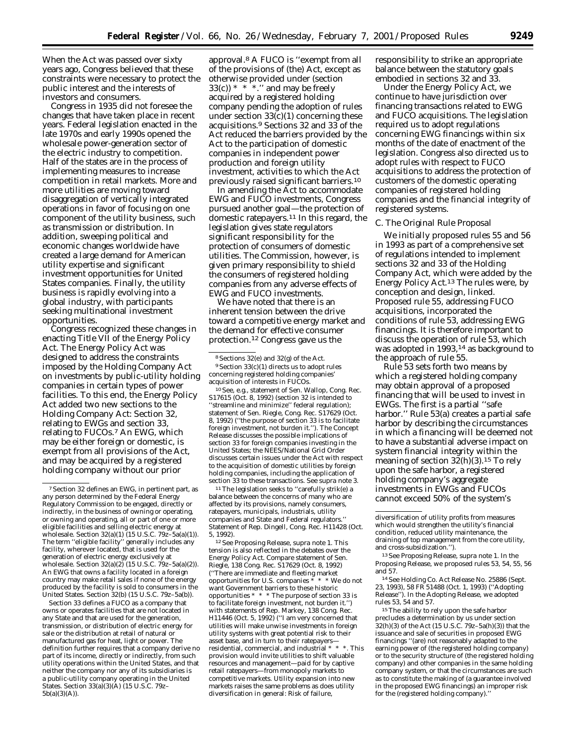When the Act was passed over sixty years ago, Congress believed that these constraints were necessary to protect the public interest and the interests of investors and consumers.

Congress in 1935 did not foresee the changes that have taken place in recent years. Federal legislation enacted in the late 1970s and early 1990s opened the wholesale power-generation sector of the electric industry to competition. Half of the states are in the process of implementing measures to increase competition in retail markets. More and more utilities are moving toward disaggregation of vertically integrated operations in favor of focusing on one component of the utility business, such as transmission or distribution. In addition, sweeping political and economic changes worldwide have created a large demand for American utility expertise and significant investment opportunities for United States companies. Finally, the utility business is rapidly evolving into a global industry, with participants seeking multinational investment opportunities.

Congress recognized these changes in enacting Title VII of the Energy Policy Act. The Energy Policy Act was designed to address the constraints imposed by the Holding Company Act on investments by public-utility holding companies in certain types of power facilities. To this end, the Energy Policy Act added two new sections to the Holding Company Act: Section 32, relating to EWGs and section 33, relating to FUCOs.[7] An EWG, which may be either foreign or domestic, is exempt from all provisions of the Act, and may be acquired by a registered holding company without our prior approval.[8] A FUCO is ''exempt from all of the provisions of (the) Act, except as otherwise provided under (section 33(c)) * * *.'' and may be freely acquired by a registered holding company pending the adoption of rules under section 33(c)(1) concerning these acquisitions.[9] Sections 32 and 33 of the Act reduced the barriers provided by the Act to the participation of domestic companies in independent power production and foreign utility investment, activities to which the Act previously raised significant barriers.[10]

In amending the Act to accommodate EWG and FUCO investments, Congress pursued another goal—the protection of domestic ratepayers.[11] In this regard, the legislation gives state regulators significant responsibility for the protection of consumers of domestic utilities. The Commission, however, is given primary responsibility to shield the consumers of registered holding companies from any adverse effects of EWG and FUCO investments.

We have noted that there is an inherent tension between the drive toward a competitive energy market and the demand for effective consumer protection.[12] Congress gave us the responsibility to strike an appropriate balance between the statutory goals embodied in sections 32 and 33.

Under the Energy Policy Act, we continue to have jurisdiction over financing transactions related to EWG and FUCO acquisitions. The legislation required us to adopt regulations concerning EWG financings within six months of the date of enactment of the legislation. Congress also directed us to adopt rules with respect to FUCO acquisitions to address the protection of customers of the domestic operating companies of registered holding companies and the financial integrity of registered systems.

## C. The Original Rule Proposal

We initially proposed rules 55 and 56 in 1993 as part of a comprehensive set of regulations intended to implement sections 32 and 33 of the Holding Company Act, which were added by the Energy Policy Act.[13] The rules were, by conception and design, linked. Proposed rule 55, addressing FUCO acquisitions, incorporated the conditions of rule 53, addressing EWG financings. It is therefore important to discuss the operation of rule 53, which was adopted in 1993,[14] as background to the approach of rule 55.

Rule 53 sets forth two means by which a registered holding company may obtain approval of a proposed financing that will be used to invest in EWGs. The first is a partial ''safe harbor.'' Rule 53(a) creates a partial safe harbor by describing the circumstances in which a financing will be deemed not to have a substantial adverse impact on system financial integrity within the meaning of section 32(h)(3).[15] To rely upon the safe harbor, a registered holding company's aggregate investments in EWGs and FUCOs cannot exceed 50% of the system's

---

[7] Section 32 defines an EWG, in pertinent part, as any person determined by the Federal Energy Regulatory Commission to be engaged, directly or indirectly, in the business of owning or operating, or owning and operating, all or part of one or more eligible facilities and selling electric energy at wholesale. Section 32(a)(1) (15 U.S.C. 79z–5a(a)(1)). The term ''eligible facility'' generally includes any facility, wherever located, that is used for the generation of electric energy exclusively at wholesale. Section 32(a)(2) (15 U.S.C. 79z–5a(a)(2)). An EWG that owns a facility located in a foreign country may make retail sales if none of the energy produced by the facility is sold to consumers in the United States. Section 32(b) (15 U.S.C. 79z–5a(b)).

Section 33 defines a FUCO as a company that owns or operates facilities that are not located in any State and that are used for the generation, transmission, or distribution of electric energy for sale or the distribution at retail of natural or manufactured gas for heat, light or power. The definition further requires that a company derive no part of its income, directly or indirectly, from such utility operations within the United States, and that neither the company nor any of its subsidiaries is a public-utility company operating in the United States. Section 33(a)(3)(A) (15 U.S.C. 79z–5b(a)(3)(A)).

[8] Sections 32(e) and 32(g) of the Act.

[9] Section 33(c)(1) directs us to adopt rules concerning registered holding companies' acquisition of interests in FUCOs.

[10] See, e.g., statement of Sen. Wallop, Cong. Rec. S17615 (Oct. 8, 1992) (section 32 is intended to ''streamline and minimize'' federal regulation); statement of Sen. Riegle, Cong. Rec. S17629 (Oct. 8, 1992) (''the purpose of section 33 is to facilitate foreign investment, not burden it.''). The Concept Release discusses the possible implications of section 33 for foreign companies investing in the United States; the NEES/National Grid Order discusses certain issues under the Act with respect to the acquisition of domestic utilities by foreign holding companies, including the application of section 33 to these transactions. See supra note 3.

[11] The legislation seeks to ''carefully strik(e) a balance between the concerns of many who are affected by its provisions, namely consumers, ratepayers, municipals, industrials, utility companies and State and Federal regulators.'' Statement of Rep. Dingell, Cong. Rec. H11428 (Oct. 5, 1992).

[12] See Proposing Release, supra note 1. This tension is also reflected in the debates over the Energy Policy Act. Compare statement of Sen. Riegle, 138 Cong. Rec. S17629 (Oct. 8, 1992) (''There are immediate and fleeting market opportunities for U.S. companies * * * We do not want Government barriers to these historic opportunities * * * The purpose of section 33 is to facilitate foreign investment, not burden it.'') with statements of Rep. Markey, 138 Cong. Rec. H11446 (Oct. 5, 1992) (''I am very concerned that utilities will make unwise investments in foreign utility systems with great potential risk to their asset base, and in turn to their ratepayers—residential, commercial, and industrial * * *. This provision would invite utilities to shift valuable resources and management—paid for by captive retail ratepayers—from monopoly markets to competitive markets. Utility expansion into new markets raises the same problems as does utility diversification in general: Risk of failure, diversification of utility profits from measures which would strengthen the utility's financial condition, reduced utility maintenance, the draining of top management from the core utility, and cross-subsidization.'').

[13] See Proposing Release, supra note 1. In the Proposing Release, we proposed rules 53, 54, 55, 56 and 57.

[14] See Holding Co. Act Release No. 25886 (Sept. 23, 1993), 58 FR 51488 (Oct. 1, 1993) (''Adopting Release''). In the Adopting Release, we adopted rules 53, 54 and 57.

[15] The ability to rely upon the safe harbor precludes a determination by us under section 32(h)(3) of the Act (15 U.S.C. 79z–5a(h)(3)) that the issuance and sale of securities in proposed EWG financings ''(are) not reasonably adapted to the earning power of (the registered holding company) or to the security structure of (the registered holding company) and other companies in the same holding company system, or that the circumstances are such as to constitute the making of (a guarantee involved in the proposed EWG financings) an improper risk for the (registered holding company).''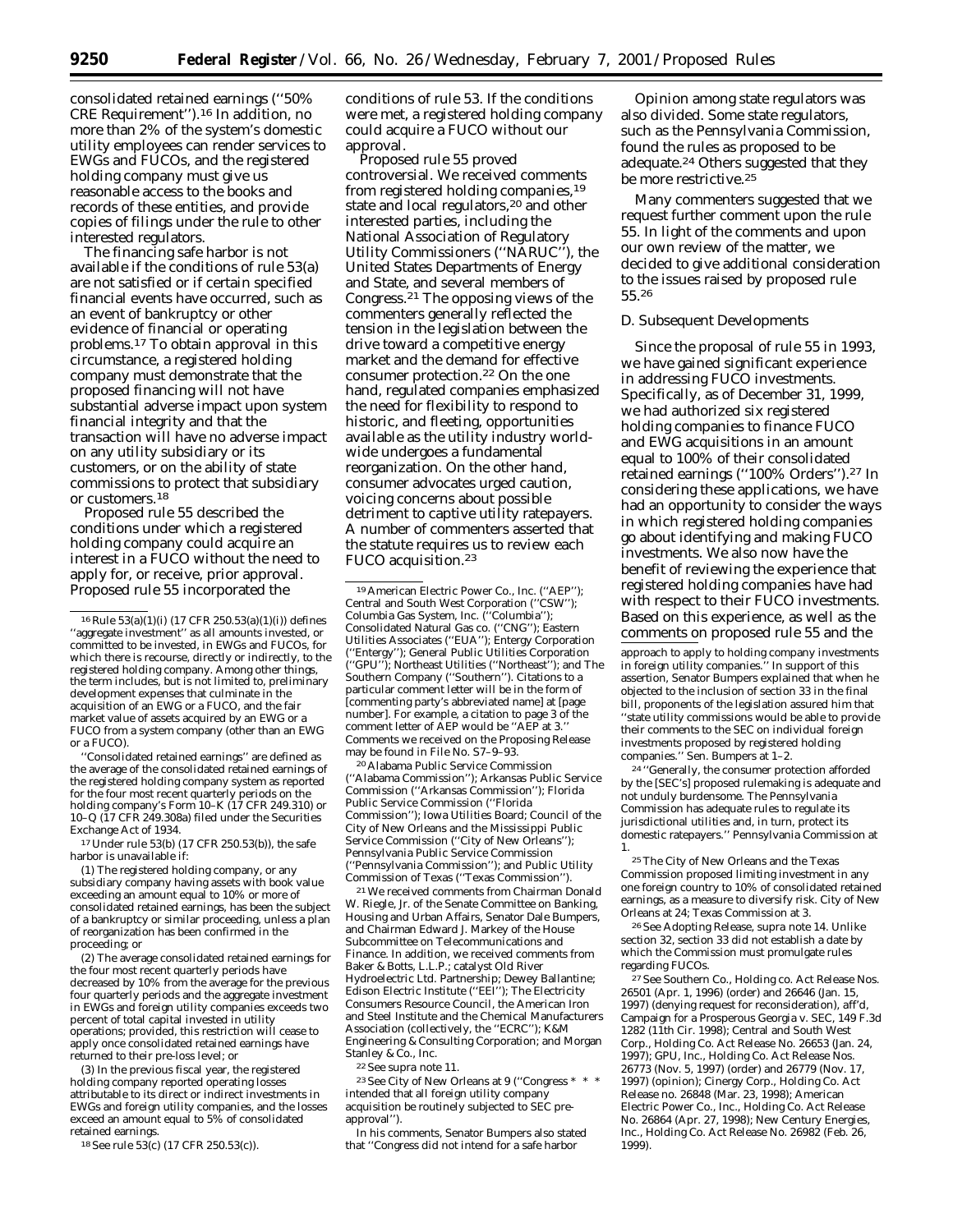consolidated retained earnings (''50% CRE Requirement'').[16] In addition, no more than 2% of the system's domestic utility employees can render services to EWGs and FUCOs, and the registered holding company must give us reasonable access to the books and records of these entities, and provide copies of filings under the rule to other interested regulators.

The financing safe harbor is not available if the conditions of rule 53(a) are not satisfied or if certain specified financial events have occurred, such as an event of bankruptcy or other evidence of financial or operating problems.[17] To obtain approval in this circumstance, a registered holding company must demonstrate that the proposed financing will not have substantial adverse impact upon system financial integrity and that the transaction will have no adverse impact on any utility subsidiary or its customers, or on the ability of state commissions to protect that subsidiary or customers.[18]

Proposed rule 55 described the conditions under which a registered holding company could acquire an interest in a FUCO without the need to apply for, or receive, prior approval. Proposed rule 55 incorporated the conditions of rule 53. If the conditions were met, a registered holding company could acquire a FUCO without our approval.

Proposed rule 55 proved controversial. We received comments from registered holding companies,[19] state and local regulators,[20] and other interested parties, including the National Association of Regulatory Utility Commissioners (''NARUC''), the United States Departments of Energy and State, and several members of Congress.[21] The opposing views of the commenters generally reflected the tension in the legislation between the drive toward a competitive energy market and the demand for effective consumer protection.[22] On the one hand, regulated companies emphasized the need for flexibility to respond to historic, and fleeting, opportunities available as the utility industry world-wide undergoes a fundamental reorganization. On the other hand, consumer advocates urged caution, voicing concerns about possible detriment to captive utility ratepayers. A number of commenters asserted that the statute requires us to review each FUCO acquisition.[23]

Opinion among state regulators was also divided. Some state regulators, such as the Pennsylvania Commission, found the rules as proposed to be adequate.[24] Others suggested that they be more restrictive.[25]

Many commenters suggested that we request further comment upon the rule 55. In light of the comments and upon our own review of the matter, we decided to give additional consideration to the issues raised by proposed rule 55.[26]

### D. Subsequent Developments

Since the proposal of rule 55 in 1993, we have gained significant experience in addressing FUCO investments. Specifically, as of December 31, 1999, we had authorized six registered holding companies to finance FUCO and EWG acquisitions in an amount equal to 100% of their consolidated retained earnings (''100% Orders'').[27] In considering these applications, we have had an opportunity to consider the ways in which registered holding companies go about identifying and making FUCO investments. We also now have the benefit of reviewing the experience that registered holding companies have had with respect to their FUCO investments. Based on this experience, as well as the comments on proposed rule 55 and the

---

[16] Rule 53(a)(1)(i) (17 CFR 250.53(a)(1)(i)) defines ''aggregate investment'' as all amounts invested, or committed to be invested, in EWGs and FUCOs, for which there is recourse, directly or indirectly, to the registered holding company. Among other things, the term includes, but is not limited to, preliminary development expenses that culminate in the acquisition of an EWG or a FUCO, and the fair market value of assets acquired by an EWG or a FUCO from a system company (other than an EWG or a FUCO).

''Consolidated retained earnings'' are defined as the average of the consolidated retained earnings of the registered holding company system as reported for the four most recent quarterly periods on the holding company's Form 10–K (17 CFR 249.310) or 10–Q (17 CFR 249.308a) filed under the Securities Exchange Act of 1934.

[17] Under rule 53(b) (17 CFR 250.53(b)), the safe harbor is unavailable if:

(1) The registered holding company, or any subsidiary company having assets with book value exceeding an amount equal to 10% or more of consolidated retained earnings, has been the subject of a bankruptcy or similar proceeding, unless a plan of reorganization has been confirmed in the proceeding; or

(2) The average consolidated retained earnings for the four most recent quarterly periods have decreased by 10% from the average for the previous four quarterly periods and the aggregate investment in EWGs and foreign utility companies exceeds two percent of total capital invested in utility operations; provided, this restriction will cease to apply once consolidated retained earnings have returned to their pre-loss level; or

(3) In the previous fiscal year, the registered holding company reported operating losses attributable to its direct or indirect investments in EWGs and foreign utility companies, and the losses exceed an amount equal to 5% of consolidated retained earnings.

[18] See rule 53(c) (17 CFR 250.53(c)).

[19] American Electric Power Co., Inc. (''AEP''); Central and South West Corporation (''CSW''); Columbia Gas System, Inc. (''Columbia''); Consolidated Natural Gas co. (''CNG''); Eastern Utilities Associates (''EUA''); Entergy Corporation (''Entergy''); General Public Utilities Corporation (''GPU''); Northeast Utilities (''Northeast''); and The Southern Company (''Southern''). Citations to a particular comment letter will be in the form of [commenting party's abbreviated name] at [page number]. For example, a citation to page 3 of the comment letter of AEP would be ''AEP at 3.'' Comments we received on the Proposing Release may be found in File No. S7–9–93.

[20] Alabama Public Service Commission (''Alabama Commission''); Arkansas Public Service Commission (''Arkansas Commission''); Florida Public Service Commission (''Florida Commission''); Iowa Utilities Board; Council of the City of New Orleans and the Mississippi Public Service Commission (''City of New Orleans''); Pennsylvania Public Service Commission (''Pennsylvania Commission''); and Public Utility Commission of Texas (''Texas Commission'').

[21] We received comments from Chairman Donald W. Riegle, Jr. of the Senate Committee on Banking, Housing and Urban Affairs, Senator Dale Bumpers, and Chairman Edward J. Markey of the House Subcommittee on Telecommunications and Finance. In addition, we received comments from Baker & Botts, L.L.P.; catalyst Old River Hydroelectric Ltd. Partnership; Dewey Ballantine; Edison Electric Institute (''EEI''); The Electricity Consumers Resource Council, the American Iron and Steel Institute and the Chemical Manufacturers Association (collectively, the ''ECRC''); K&M Engineering & Consulting Corporation; and Morgan Stanley & Co., Inc.

[22] See supra note 11.

[23] See City of New Orleans at 9 (''Congress * * * intended that all foreign utility company acquisition be routinely subjected to SEC pre-approval'').

In his comments, Senator Bumpers also stated that ''Congress did not intend for a safe harbor approach to apply to holding company investments in foreign utility companies.'' In support of this assertion, Senator Bumpers explained that when he objected to the inclusion of section 33 in the final bill, proponents of the legislation assured him that ''state utility commissions would be able to provide their comments to the SEC on individual foreign investments proposed by registered holding companies.'' Sen. Bumpers at 1–2.

[24] ''Generally, the consumer protection afforded by the [SEC's] proposed rulemaking is adequate and not unduly burdensome. The Pennsylvania Commission has adequate rules to regulate its jurisdictional utilities and, in turn, protect its domestic ratepayers.'' Pennsylvania Commission at 1.

[25] The City of New Orleans and the Texas Commission proposed limiting investment in any one foreign country to 10% of consolidated retained earnings, as a measure to diversify risk. City of New Orleans at 24; Texas Commission at 3.

[26] See Adopting Release, supra note 14. Unlike section 32, section 33 did not establish a date by which the Commission must promulgate rules regarding FUCOs.

[27] See Southern Co., Holding co. Act Release Nos. 26501 (Apr. 1, 1996) (order) and 26646 (Jan. 15, 1997) (denying request for reconsideration), aff'd, Campaign for a Prosperous Georgia v. SEC, 149 F.3d 1282 (11th Cir. 1998); Central and South West Corp., Holding Co. Act Release No. 26653 (Jan. 24, 1997); GPU, Inc., Holding Co. Act Release Nos. 26773 (Nov. 5, 1997) (order) and 26779 (Nov. 17, 1997) (opinion); Cinergy Corp., Holding Co. Act Release no. 26848 (Mar. 23, 1998); American Electric Power Co., Inc., Holding Co. Act Release No. 26864 (Apr. 27, 1998); New Century Energies, Inc., Holding Co. Act Release No. 26982 (Feb. 26, 1999).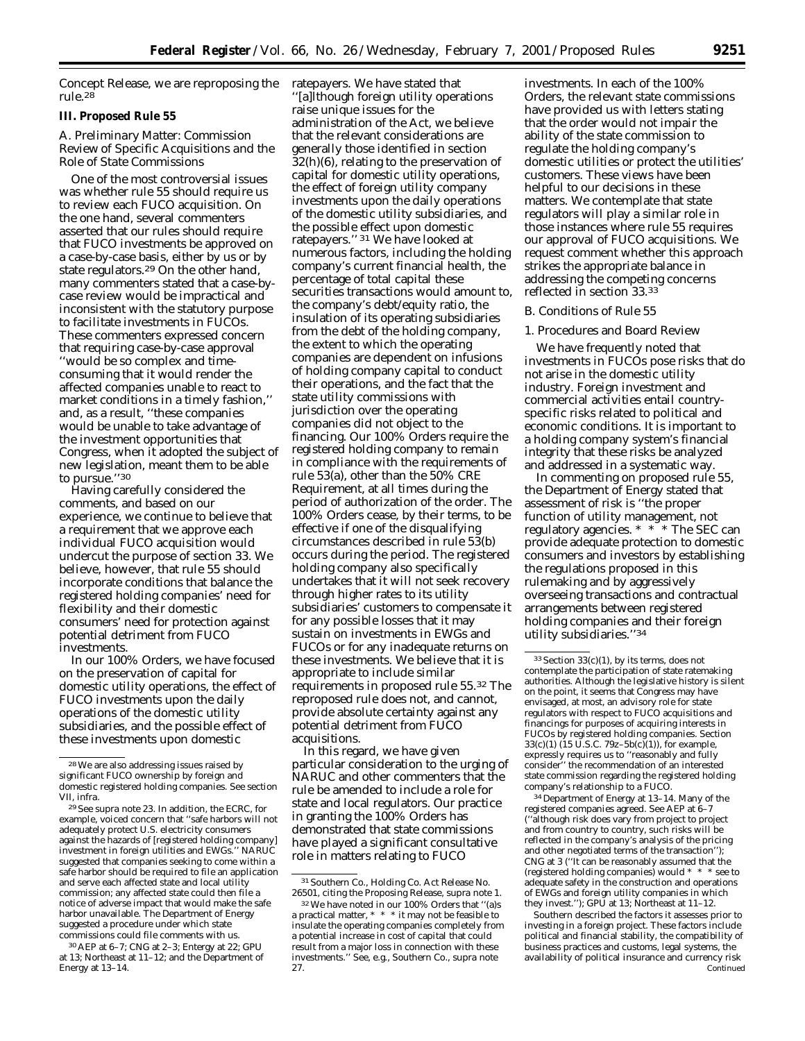Concept Release, we are reproposing the rule.[28]

## III. Proposed Rule 55

### A. Preliminary Matter: Commission Review of Specific Acquisitions and the Role of State Commissions

One of the most controversial issues was whether rule 55 should require us to review each FUCO acquisition. On the one hand, several commenters asserted that our rules should require that FUCO investments be approved on a case-by-case basis, either by us or by state regulators.[29] On the other hand, many commenters stated that a case-by-case review would be impractical and inconsistent with the statutory purpose to facilitate investments in FUCOs. These commenters expressed concern that requiring case-by-case approval ''would be so complex and time-consuming that it would render the affected companies unable to react to market conditions in a timely fashion,'' and, as a result, ''these companies would be unable to take advantage of the investment opportunities that Congress, when it adopted the subject of new legislation, meant them to be able to pursue.''[30]

Having carefully considered the comments, and based on our experience, we continue to believe that a requirement that we approve each individual FUCO acquisition would undercut the purpose of section 33. We believe, however, that rule 55 should incorporate conditions that balance the registered holding companies' need for flexibility and their domestic consumers' need for protection against potential detriment from FUCO investments.

In our 100% Orders, we have focused on the preservation of capital for domestic utility operations, the effect of FUCO investments upon the daily operations of the domestic utility subsidiaries, and the possible effect of these investments upon domestic ratepayers. We have stated that ''[a]lthough foreign utility operations raise unique issues for the administration of the Act, we believe that the relevant considerations are generally those identified in section 32(h)(6), relating to the preservation of capital for domestic utility operations, the effect of foreign utility company investments upon the daily operations of the domestic utility subsidiaries, and the possible effect upon domestic ratepayers.''[31] We have looked at numerous factors, including the holding company's current financial health, the percentage of total capital these securities transactions would amount to, the company's debt/equity ratio, the insulation of its operating subsidiaries from the debt of the holding company, the extent to which the operating companies are dependent on infusions of holding company capital to conduct their operations, and the fact that the state utility commissions with jurisdiction over the operating companies did not object to the financing. Our 100% Orders require the registered holding company to remain in compliance with the requirements of rule 53(a), other than the 50% CRE Requirement, at all times during the period of authorization of the order. The 100% Orders cease, by their terms, to be effective if one of the disqualifying circumstances described in rule 53(b) occurs during the period. The registered holding company also specifically undertakes that it will not seek recovery through higher rates to its utility subsidiaries' customers to compensate it for any possible losses that it may sustain on investments in EWGs and FUCOs or for any inadequate returns on these investments. We believe that it is appropriate to include similar requirements in proposed rule 55.[32] The reproposed rule does not, and cannot, provide absolute certainty against any potential detriment from FUCO acquisitions.

In this regard, we have given particular consideration to the urging of NARUC and other commenters that the rule be amended to include a role for state and local regulators. Our practice in granting the 100% Orders has demonstrated that state commissions have played a significant consultative role in matters relating to FUCO investments. In each of the 100% Orders, the relevant state commissions have provided us with letters stating that the order would not impair the ability of the state commission to regulate the holding company's domestic utilities or protect the utilities' customers. These views have been helpful to our decisions in these matters. We contemplate that state regulators will play a similar role in those instances where rule 55 requires our approval of FUCO acquisitions. We request comment whether this approach strikes the appropriate balance in addressing the competing concerns reflected in section 33.[33]

### B. Conditions of Rule 55

#### 1. Procedures and Board Review

We have frequently noted that investments in FUCOs pose risks that do not arise in the domestic utility industry. Foreign investment and commercial activities entail country-specific risks related to political and economic conditions. It is important to a holding company system's financial integrity that these risks be analyzed and addressed in a systematic way.

In commenting on proposed rule 55, the Department of Energy stated that assessment of risk is ''the proper function of utility management, not regulatory agencies. * * * The SEC can provide adequate protection to domestic consumers and investors by establishing the regulations proposed in this rulemaking and by aggressively overseeing transactions and contractual arrangements between registered holding companies and their foreign utility subsidiaries.''[34]

---

[28] We are also addressing issues raised by significant FUCO ownership by foreign and domestic registered holding companies. See section VII, infra.

[29] See supra note 23. In addition, the ECRC, for example, voiced concern that ''safe harbors will not adequately protect U.S. electricity consumers against the hazards of [registered holding company] investment in foreign utilities and EWGs.'' NARUC suggested that companies seeking to come within a safe harbor should be required to file an application and serve each affected state and local utility commission; any affected state could then file a notice of adverse impact that would make the safe harbor unavailable. The Department of Energy suggested a procedure under which state commissions could file comments with us.

[30] AEP at 6–7; CNG at 2–3; Entergy at 22; GPU at 13; Northeast at 11–12; and the Department of Energy at 13–14.

[31] Southern Co., Holding Co. Act Release No. 26501, citing the Proposing Release, supra note 1.

[32] We have noted in our 100% Orders that ''(a)s a practical matter, * * * it may not be feasible to insulate the operating companies completely from a potential increase in cost of capital that could result from a major loss in connection with these investments.'' See, e.g., Southern Co., supra note 27.

[33] Section 33(c)(1), by its terms, does not contemplate the participation of state ratemaking authorities. Although the legislative history is silent on the point, it seems that Congress may have envisaged, at most, an advisory role for state regulators with respect to FUCO acquisitions and financings for purposes of acquiring interests in FUCOs by registered holding companies. Section 33(c)(1) (15 U.S.C. 79z–5b(c)(1)), for example, expressly requires us to ''reasonably and fully consider'' the recommendation of an interested state commission regarding the registered holding company's relationship to a FUCO.

[34] Department of Energy at 13–14. Many of the registered companies agreed. See AEP at 6–7 (''although risk does vary from project to project and from country to country, such risks will be reflected in the company's analysis of the pricing and other negotiated terms of the transaction''); CNG at 3 (''It can be reasonably assumed that the (registered holding companies) would * * * see to adequate safety in the construction and operations of EWGs and foreign utility companies in which they invest.''); GPU at 13; Northeast at 11–12.

Southern described the factors it assesses prior to investing in a foreign project. These factors include political and financial stability, the compatibility of business practices and customs, legal systems, the availability of political insurance and currency risk *Continued*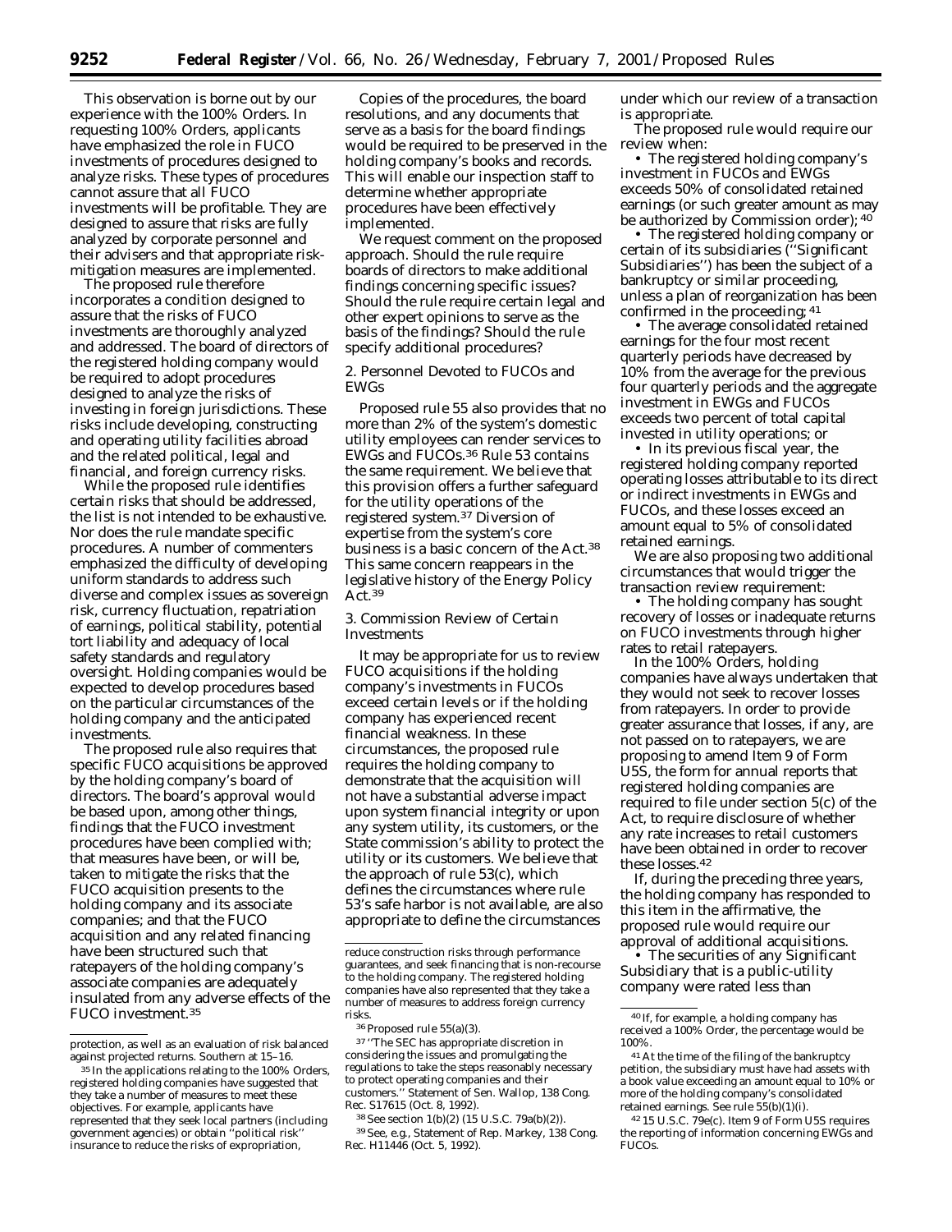This observation is borne out by our experience with the 100% Orders. In requesting 100% Orders, applicants have emphasized the role in FUCO investments of procedures designed to analyze risks. These types of procedures cannot assure that all FUCO investments will be profitable. They are designed to assure that risks are fully analyzed by corporate personnel and their advisers and that appropriate risk-mitigation measures are implemented.

The proposed rule therefore incorporates a condition designed to assure that the risks of FUCO investments are thoroughly analyzed and addressed. The board of directors of the registered holding company would be required to adopt procedures designed to analyze the risks of investing in foreign jurisdictions. These risks include developing, constructing and operating utility facilities abroad and the related political, legal and financial, and foreign currency risks.

While the proposed rule identifies certain risks that should be addressed, the list is not intended to be exhaustive. Nor does the rule mandate specific procedures. A number of commenters emphasized the difficulty of developing uniform standards to address such diverse and complex issues as sovereign risk, currency fluctuation, repatriation of earnings, political stability, potential tort liability and adequacy of local safety standards and regulatory oversight. Holding companies would be expected to develop procedures based on the particular circumstances of the holding company and the anticipated investments.

The proposed rule also requires that specific FUCO acquisitions be approved by the holding company's board of directors. The board's approval would be based upon, among other things, findings that the FUCO investment procedures have been complied with; that measures have been, or will be, taken to mitigate the risks that the FUCO acquisition presents to the holding company and its associate companies; and that the FUCO acquisition and any related financing have been structured such that ratepayers of the holding company's associate companies are adequately insulated from any adverse effects of the FUCO investment.[35]

Copies of the procedures, the board resolutions, and any documents that serve as a basis for the board findings would be required to be preserved in the holding company's books and records. This will enable our inspection staff to determine whether appropriate procedures have been effectively implemented.

We request comment on the proposed approach. Should the rule require boards of directors to make additional findings concerning specific issues? Should the rule require certain legal and other expert opinions to serve as the basis of the findings? Should the rule specify additional procedures?

2. Personnel Devoted to FUCOs and EWGs

Proposed rule 55 also provides that no more than 2% of the system's domestic utility employees can render services to EWGs and FUCOs.[36] Rule 53 contains the same requirement. We believe that this provision offers a further safeguard for the utility operations of the registered system.[37] Diversion of expertise from the system's core business is a basic concern of the Act.[38] This same concern reappears in the legislative history of the Energy Policy Act.[39]

3. Commission Review of Certain Investments

It may be appropriate for us to review FUCO acquisitions if the holding company's investments in FUCOs exceed certain levels or if the holding company has experienced recent financial weakness. In these circumstances, the proposed rule requires the holding company to demonstrate that the acquisition will not have a substantial adverse impact upon system financial integrity or upon any system utility, its customers, or the State commission's ability to protect the utility or its customers. We believe that the approach of rule 53(c), which defines the circumstances where rule 53's safe harbor is not available, are also appropriate to define the circumstances under which our review of a transaction is appropriate.

The proposed rule would require our review when:

- The registered holding company's investment in FUCOs and EWGs exceeds 50% of consolidated retained earnings (or such greater amount as may be authorized by Commission order);[40]
- The registered holding company or certain of its subsidiaries ("Significant Subsidiaries") has been the subject of a bankruptcy or similar proceeding, unless a plan of reorganization has been confirmed in the proceeding;[41]
- The average consolidated retained earnings for the four most recent quarterly periods have decreased by 10% from the average for the previous four quarterly periods and the aggregate investment in EWGs and FUCOs exceeds two percent of total capital invested in utility operations; or
- In its previous fiscal year, the registered holding company reported operating losses attributable to its direct or indirect investments in EWGs and FUCOs, and these losses exceed an amount equal to 5% of consolidated retained earnings.

We are also proposing two additional circumstances that would trigger the transaction review requirement:

- The holding company has sought recovery of losses or inadequate returns on FUCO investments through higher rates to retail ratepayers.

In the 100% Orders, holding companies have always undertaken that they would not seek to recover losses from ratepayers. In order to provide greater assurance that losses, if any, are not passed on to ratepayers, we are proposing to amend Item 9 of Form U5S, the form for annual reports that registered holding companies are required to file under section 5(c) of the Act, to require disclosure of whether any rate increases to retail customers have been obtained in order to recover these losses.[42]

If, during the preceding three years, the holding company has responded to this item in the affirmative, the proposed rule would require our approval of additional acquisitions.

- The securities of any Significant Subsidiary that is a public-utility company were rated less than

---

protection, as well as an evaluation of risk balanced against projected returns. Southern at 15–16.

[35] In the applications relating to the 100% Orders, registered holding companies have suggested that they take a number of measures to meet these objectives. For example, applicants have represented that they seek local partners (including government agencies) or obtain "political risk" insurance to reduce the risks of expropriation, reduce construction risks through performance guarantees, and seek financing that is non-recourse to the holding company. The registered holding companies have also represented that they take a number of measures to address foreign currency risks.

[36] Proposed rule 55(a)(3).

[37] "The SEC has appropriate discretion in considering the issues and promulgating the regulations to take the steps reasonably necessary to protect operating companies and their customers." Statement of Sen. Wallop, 138 Cong. Rec. S17615 (Oct. 8, 1992).

[38] See section 1(b)(2) (15 U.S.C. 79a(b)(2)).

[39] See, e.g., Statement of Rep. Markey, 138 Cong. Rec. H11446 (Oct. 5, 1992).

[40] If, for example, a holding company has received a 100% Order, the percentage would be 100%.

[41] At the time of the filing of the bankruptcy petition, the subsidiary must have had assets with a book value exceeding an amount equal to 10% or more of the holding company's consolidated retained earnings. See rule 55(b)(1)(i).

[42] 15 U.S.C. 79e(c). Item 9 of Form U5S requires the reporting of information concerning EWGs and FUCOs.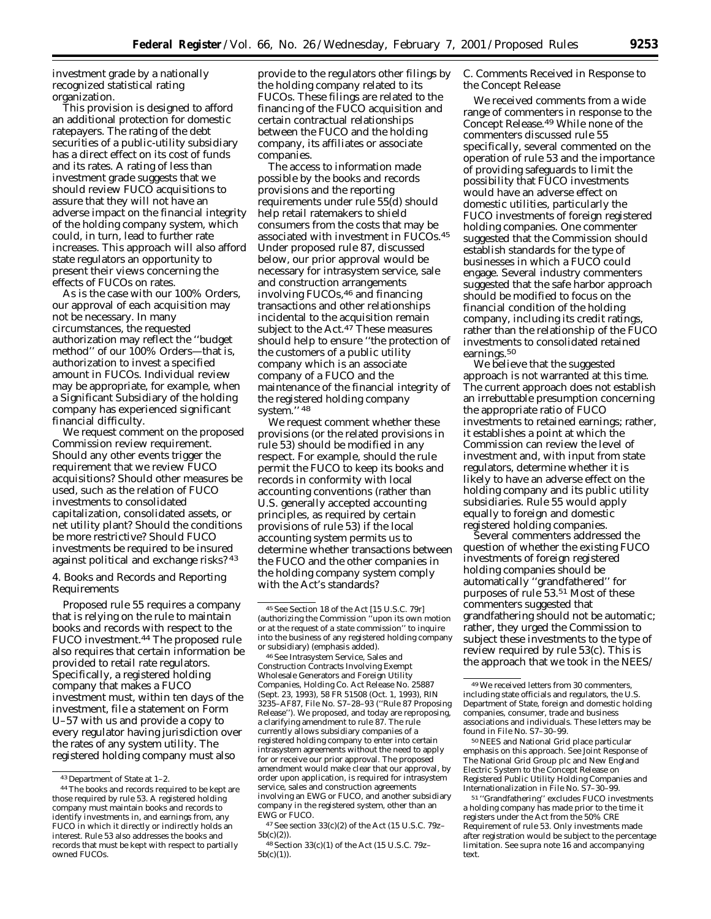investment grade by a nationally recognized statistical rating organization.

This provision is designed to afford an additional protection for domestic ratepayers. The rating of the debt securities of a public-utility subsidiary has a direct effect on its cost of funds and its rates. A rating of less than investment grade suggests that we should review FUCO acquisitions to assure that they will not have an adverse impact on the financial integrity of the holding company system, which could, in turn, lead to further rate increases. This approach will also afford state regulators an opportunity to present their views concerning the effects of FUCOs on rates.

As is the case with our 100% Orders, our approval of each acquisition may not be necessary. In many circumstances, the requested authorization may reflect the ''budget method'' of our 100% Orders—that is, authorization to invest a specified amount in FUCOs. Individual review may be appropriate, for example, when a Significant Subsidiary of the holding company has experienced significant financial difficulty.

We request comment on the proposed Commission review requirement. Should any other events trigger the requirement that we review FUCO acquisitions? Should other measures be used, such as the relation of FUCO investments to consolidated capitalization, consolidated assets, or net utility plant? Should the conditions be more restrictive? Should FUCO investments be required to be insured against political and exchange risks?[43]

4. Books and Records and Reporting Requirements

Proposed rule 55 requires a company that is relying on the rule to maintain books and records with respect to the FUCO investment.[44] The proposed rule also requires that certain information be provided to retail rate regulators. Specifically, a registered holding company that makes a FUCO investment must, within ten days of the investment, file a statement on Form U–57 with us and provide a copy to every regulator having jurisdiction over the rates of any system utility. The registered holding company must also provide to the regulators other filings by the holding company related to its FUCOs. These filings are related to the financing of the FUCO acquisition and certain contractual relationships between the FUCO and the holding company, its affiliates or associate companies.

The access to information made possible by the books and records provisions and the reporting requirements under rule 55(d) should help retail ratemakers to shield consumers from the costs that may be associated with investment in FUCOs.[45] Under proposed rule 87, discussed below, our prior approval would be necessary for intrasystem service, sale and construction arrangements involving FUCOs,[46] and financing transactions and other relationships incidental to the acquisition remain subject to the Act.[47] These measures should help to ensure ''the protection of the customers of a public utility company which is an associate company of a FUCO and the maintenance of the financial integrity of the registered holding company system.''[48]

We request comment whether these provisions (or the related provisions in rule 53) should be modified in any respect. For example, should the rule permit the FUCO to keep its books and records in conformity with local accounting conventions (rather than U.S. generally accepted accounting principles, as required by certain provisions of rule 53) if the local accounting system permits us to determine whether transactions between the FUCO and the other companies in the holding company system comply with the Act's standards?

C. Comments Received in Response to the Concept Release

We received comments from a wide range of commenters in response to the Concept Release.[49] While none of the commenters discussed rule 55 specifically, several commented on the operation of rule 53 and the importance of providing safeguards to limit the possibility that FUCO investments would have an adverse effect on domestic utilities, particularly the FUCO investments of foreign registered holding companies. One commenter suggested that the Commission should establish standards for the type of businesses in which a FUCO could engage. Several industry commenters suggested that the safe harbor approach should be modified to focus on the financial condition of the holding company, including its credit ratings, rather than the relationship of the FUCO investments to consolidated retained earnings.[50]

We believe that the suggested approach is not warranted at this time. The current approach does not establish an irrebuttable presumption concerning the appropriate ratio of FUCO investments to retained earnings; rather, it establishes a point at which the Commission can review the level of investment and, with input from state regulators, determine whether it is likely to have an adverse effect on the holding company and its public utility subsidiaries. Rule 55 would apply equally to foreign and domestic registered holding companies.

Several commenters addressed the question of whether the existing FUCO investments of foreign registered holding companies should be automatically ''grandfathered'' for purposes of rule 53.[51] Most of these commenters suggested that grandfathering should not be automatic; rather, they urged the Commission to subject these investments to the type of review required by rule 53(c). This is the approach that we took in the NEES/

---

[43] Department of State at 1–2.

[44] The books and records required to be kept are those required by rule 53. A registered holding company must maintain books and records to identify investments in, and earnings from, any FUCO in which it directly or indirectly holds an interest. Rule 53 also addresses the books and records that must be kept with respect to partially owned FUCOs.

[45] See Section 18 of the Act [15 U.S.C. 79r] (authorizing the Commission ''upon its own motion *or at the request of a state commission*'' to inquire into the business of any registered holding company or subsidiary) (emphasis added).

[46] See Intrasystem Service, Sales and Construction Contracts Involving Exempt Wholesale Generators and Foreign Utility Companies, Holding Co. Act Release No. 25887 (Sept. 23, 1993), 58 FR 51508 (Oct. 1, 1993), RIN 3235–AF87, File No. S7–28–93 (''Rule 87 Proposing Release''). We proposed, and today are reproposing, a clarifying amendment to rule 87. The rule currently allows subsidiary companies of a registered holding company to enter into certain intrasystem agreements without the need to apply for or receive our prior approval. The proposed amendment would make clear that our approval, by order upon application, is required for intrasystem service, sales and construction agreements involving an EWG or FUCO, and another subsidiary company in the registered system, other than an EWG or FUCO.

[47] See section 33(c)(2) of the Act (15 U.S.C. 79z–5b(c)(2)).

[48] Section 33(c)(1) of the Act (15 U.S.C. 79z–5b(c)(1)).

[49] We received letters from 30 commenters, including state officials and regulators, the U.S. Department of State, foreign and domestic holding companies, consumer, trade and business associations and individuals. These letters may be found in File No. S7–30–99.

[50] NEES and National Grid place particular emphasis on this approach. See Joint Response of The National Grid Group plc and New England Electric System to the Concept Release on Registered Public Utility Holding Companies and Internationalization in File No. S7–30–99.

[51] ''Grandfathering'' excludes FUCO investments a holding company has made prior to the time it registers under the Act from the 50% CRE Requirement of rule 53. Only investments made after registration would be subject to the percentage limitation. See supra note 16 and accompanying text.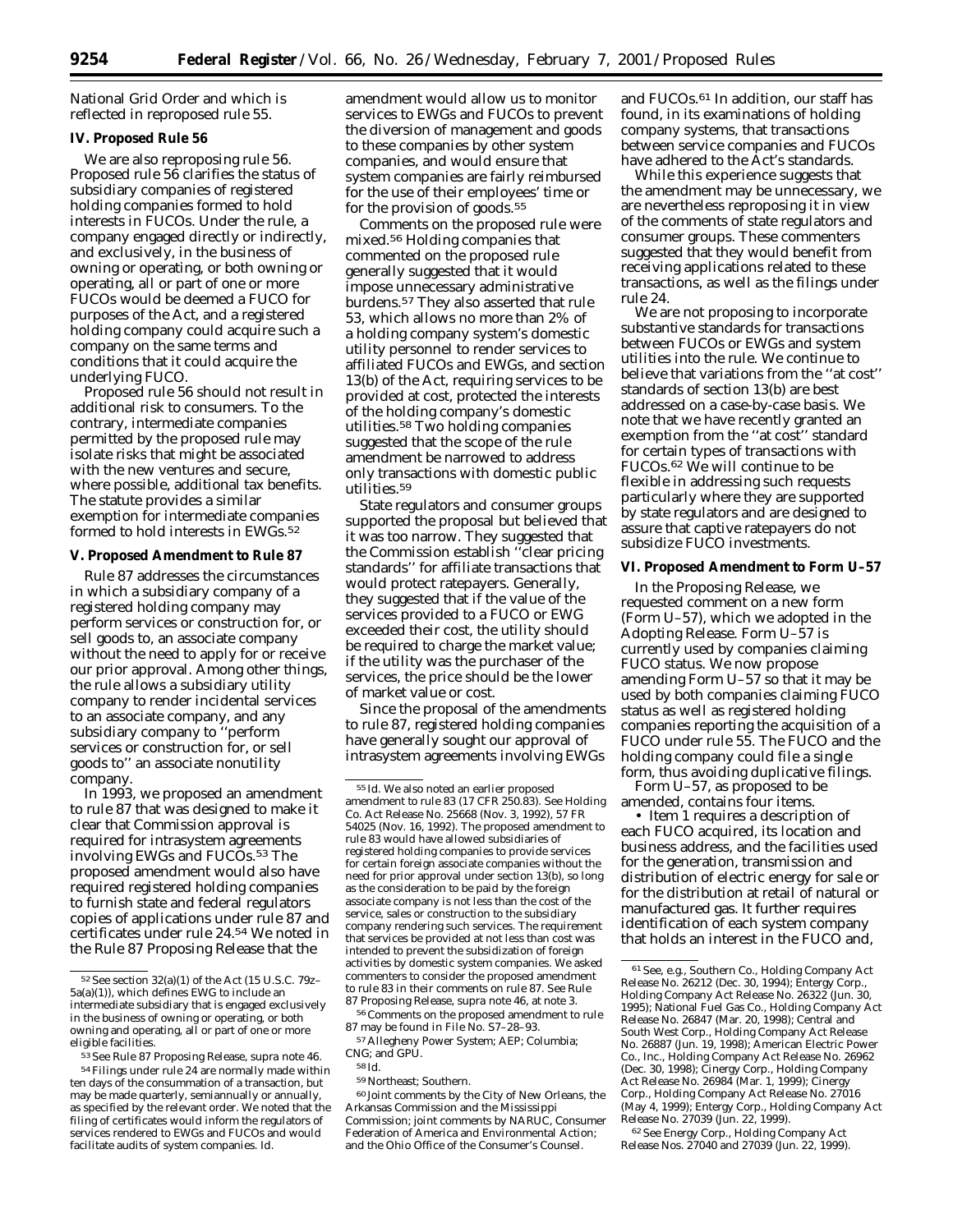National Grid Order and which is reflected in reproposed rule 55.

## IV. Proposed Rule 56

We are also reproposing rule 56. Proposed rule 56 clarifies the status of subsidiary companies of registered holding companies formed to hold interests in FUCOs. Under the rule, a company engaged directly or indirectly, and exclusively, in the business of owning or operating, or both owning or operating, all or part of one or more FUCOs would be deemed a FUCO for purposes of the Act, and a registered holding company could acquire such a company on the same terms and conditions that it could acquire the underlying FUCO.

Proposed rule 56 should not result in additional risk to consumers. To the contrary, intermediate companies permitted by the proposed rule may isolate risks that might be associated with the new ventures and secure, where possible, additional tax benefits. The statute provides a similar exemption for intermediate companies formed to hold interests in EWGs.[52]

## V. Proposed Amendment to Rule 87

Rule 87 addresses the circumstances in which a subsidiary company of a registered holding company may perform services or construction for, or sell goods to, an associate company without the need to apply for or receive our prior approval. Among other things, the rule allows a subsidiary utility company to render incidental services to an associate company, and any subsidiary company to "perform services or construction for, or sell goods to" an associate nonutility company.

In 1993, we proposed an amendment to rule 87 that was designed to make it clear that Commission approval is required for intrasystem agreements involving EWGs and FUCOs.[53] The proposed amendment would also have required registered holding companies to furnish state and federal regulators copies of applications under rule 87 and certificates under rule 24.[54] We noted in the Rule 87 Proposing Release that the amendment would allow us to monitor services to EWGs and FUCOs to prevent the diversion of management and goods to these companies by other system companies, and would ensure that system companies are fairly reimbursed for the use of their employees' time or for the provision of goods.[55]

Comments on the proposed rule were mixed.[56] Holding companies that commented on the proposed rule generally suggested that it would impose unnecessary administrative burdens.[57] They also asserted that rule 53, which allows no more than 2% of a holding company system's domestic utility personnel to render services to affiliated FUCOs and EWGs, and section 13(b) of the Act, requiring services to be provided at cost, protected the interests of the holding company's domestic utilities.[58] Two holding companies suggested that the scope of the rule amendment be narrowed to address only transactions with domestic public utilities.[59]

State regulators and consumer groups supported the proposal but believed that it was too narrow. They suggested that the Commission establish "clear pricing standards" for affiliate transactions that would protect ratepayers. Generally, they suggested that if the value of the services provided to a FUCO or EWG exceeded their cost, the utility should be required to charge the market value; if the utility was the purchaser of the services, the price should be the lower of market value or cost.

Since the proposal of the amendments to rule 87, registered holding companies have generally sought our approval of intrasystem agreements involving EWGs and FUCOs.[61] In addition, our staff has found, in its examinations of holding company systems, that transactions between service companies and FUCOs have adhered to the Act's standards.

While this experience suggests that the amendment may be unnecessary, we are nevertheless reproposing it in view of the comments of state regulators and consumer groups. These commenters suggested that they would benefit from receiving applications related to these transactions, as well as the filings under rule 24.

We are not proposing to incorporate substantive standards for transactions between FUCOs or EWGs and system utilities into the rule. We continue to believe that variations from the "at cost" standards of section 13(b) are best addressed on a case-by-case basis. We note that we have recently granted an exemption from the "at cost" standard for certain types of transactions with FUCOs.[62] We will continue to be flexible in addressing such requests particularly where they are supported by state regulators and are designed to assure that captive ratepayers do not subsidize FUCO investments.

## VI. Proposed Amendment to Form U–57

In the Proposing Release, we requested comment on a new form (Form U–57), which we adopted in the Adopting Release. Form U–57 is currently used by companies claiming FUCO status. We now propose amending Form U–57 so that it may be used by both companies claiming FUCO status as well as registered holding companies reporting the acquisition of a FUCO under rule 55. The FUCO and the holding company could file a single form, thus avoiding duplicative filings.

Form U–57, as proposed to be amended, contains four items.

- Item 1 requires a description of each FUCO acquired, its location and business address, and the facilities used for the generation, transmission and distribution of electric energy for sale or for the distribution at retail of natural or manufactured gas. It further requires identification of each system company that holds an interest in the FUCO and,

---

[52] See section 32(a)(1) of the Act (15 U.S.C. 79z–5a(a)(1)), which defines EWG to include an intermediate subsidiary that is engaged exclusively in the business of owning or operating, or both owning and operating, all or part of one or more eligible facilities.

[53] See Rule 87 Proposing Release, supra note 46.

[54] Filings under rule 24 are normally made within ten days of the consummation of a transaction, but may be made quarterly, semiannually or annually, as specified by the relevant order. We noted that the filing of certificates would inform the regulators of services rendered to EWGs and FUCOs and would facilitate audits of system companies. Id.

[55] Id. We also noted an earlier proposed amendment to rule 83 (17 CFR 250.83). See Holding Co. Act Release No. 25668 (Nov. 3, 1992), 57 FR 54025 (Nov. 16, 1992). The proposed amendment to rule 83 would have allowed subsidiaries of registered holding companies to provide services for certain foreign associate companies without the need for prior approval under section 13(b), so long as the consideration to be paid by the foreign associate company is not less than the cost of the service, sales or construction to the subsidiary company rendering such services. The requirement that services be provided at not less than cost was intended to prevent the subsidization of foreign activities by domestic system companies. We asked commenters to consider the proposed amendment to rule 83 in their comments on rule 87. See Rule 87 Proposing Release, supra note 46, at note 3.

[56] Comments on the proposed amendment to rule 87 may be found in File No. S7–28–93.

[57] Allegheny Power System; AEP; Columbia; CNG; and GPU.

[58] Id.

[59] Northeast; Southern.

[60] Joint comments by the City of New Orleans, the Arkansas Commission and the Mississippi Commission; joint comments by NARUC, Consumer Federation of America and Environmental Action; and the Ohio Office of the Consumer's Counsel.

[61] See, e.g., Southern Co., Holding Company Act Release No. 26212 (Dec. 30, 1994); Entergy Corp., Holding Company Act Release No. 26322 (Jun. 30, 1995); National Fuel Gas Co., Holding Company Act Release No. 26847 (Mar. 20, 1998); Central and South West Corp., Holding Company Act Release No. 26887 (Jun. 19, 1998); American Electric Power Co., Inc., Holding Company Act Release No. 26962 (Dec. 30, 1998); Cinergy Corp., Holding Company Act Release No. 26984 (Mar. 1, 1999); Cinergy Corp., Holding Company Act Release No. 27016 (May 4, 1999); Entergy Corp., Holding Company Act Release No. 27039 (Jun. 22, 1999).

[62] See Energy Corp., Holding Company Act Release Nos. 27040 and 27039 (Jun. 22, 1999).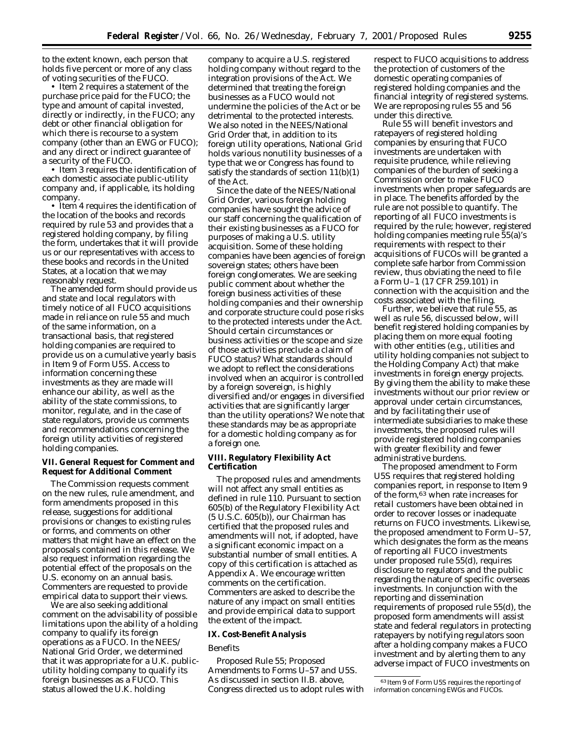to the extent known, each person that holds five percent or more of any class of voting securities of the FUCO.

• Item 2 requires a statement of the purchase price paid for the FUCO; the type and amount of capital invested, directly or indirectly, in the FUCO; any debt or other financial obligation for which there is recourse to a system company (other than an EWG or FUCO); and any direct or indirect guarantee of a security of the FUCO.

• Item 3 requires the identification of each domestic associate public-utility company and, if applicable, its holding company.

• Item 4 requires the identification of the location of the books and records required by rule 53 and provides that a registered holding company, by filing the form, undertakes that it will provide us or our representatives with access to these books and records in the United States, at a location that we may reasonably request.

The amended form should provide us and state and local regulators with timely notice of all FUCO acquisitions made in reliance on rule 55 and much of the same information, on a transactional basis, that registered holding companies are required to provide us on a cumulative yearly basis in Item 9 of Form U5S. Access to information concerning these investments as they are made will enhance our ability, as well as the ability of the state commissions, to monitor, regulate, and in the case of state regulators, provide us comments and recommendations concerning the foreign utility activities of registered holding companies.

## VII. General Request for Comment and Request for Additional Comment

The Commission requests comment on the new rules, rule amendment, and form amendments proposed in this release, suggestions for additional provisions or changes to existing rules or forms, and comments on other matters that might have an effect on the proposals contained in this release. We also request information regarding the potential effect of the proposals on the U.S. economy on an annual basis. Commenters are requested to provide empirical data to support their views.

We are also seeking additional comment on the advisability of possible limitations upon the ability of a holding company to qualify its foreign operations as a FUCO. In the NEES/National Grid Order, we determined that it was appropriate for a U.K. public-utility holding company to qualify its foreign businesses as a FUCO. This status allowed the U.K. holding company to acquire a U.S. registered holding company without regard to the integration provisions of the Act. We determined that treating the foreign businesses as a FUCO would not undermine the policies of the Act or be detrimental to the protected interests. We also noted in the NEES/National Grid Order that, in addition to its foreign utility operations, National Grid holds various nonutility businesses of a type that we or Congress has found to satisfy the standards of section 11(b)(1) of the Act.

Since the date of the NEES/National Grid Order, various foreign holding companies have sought the advice of our staff concerning the qualification of their existing businesses as a FUCO for purposes of making a U.S. utility acquisition. Some of these holding companies have been agencies of foreign sovereign states; others have been foreign conglomerates. We are seeking public comment about whether the foreign business activities of these holding companies and their ownership and corporate structure could pose risks to the protected interests under the Act. Should certain circumstances or business activities or the scope and size of those activities preclude a claim of FUCO status? What standards should we adopt to reflect the considerations involved when an acquiror is controlled by a foreign sovereign, is highly diversified and/or engages in diversified activities that are significantly larger than the utility operations? We note that these standards may be as appropriate for a domestic holding company as for a foreign one.

## VIII. Regulatory Flexibility Act Certification

The proposed rules and amendments will not affect any small entities as defined in rule 110. Pursuant to section 605(b) of the Regulatory Flexibility Act (5 U.S.C. 605(b)), our Chairman has certified that the proposed rules and amendments will not, if adopted, have a significant economic impact on a substantial number of small entities. A copy of this certification is attached as Appendix A. We encourage written comments on the certification. Commenters are asked to describe the nature of any impact on small entities and provide empirical data to support the extent of the impact.

## IX. Cost-Benefit Analysis

*Benefits*

*Proposed Rule 55; Proposed Amendments to Forms U–57 and U5S.* As discussed in section II.B. above, Congress directed us to adopt rules with respect to FUCO acquisitions to address the protection of customers of the domestic operating companies of registered holding companies and the financial integrity of registered systems. We are reproposing rules 55 and 56 under this directive.

Rule 55 will benefit investors and ratepayers of registered holding companies by ensuring that FUCO investments are undertaken with requisite prudence, while relieving companies of the burden of seeking a Commission order to make FUCO investments when proper safeguards are in place. The benefits afforded by the rule are not possible to quantify. The reporting of all FUCO investments is required by the rule; however, registered holding companies meeting rule 55(a)'s requirements with respect to their acquisitions of FUCOs will be granted a complete safe harbor from Commission review, thus obviating the need to file a Form U–1 (17 CFR 259.101) in connection with the acquisition and the costs associated with the filing.

Further, we believe that rule 55, as well as rule 56, discussed below, will benefit registered holding companies by placing them on more equal footing with other entities (*e.g.*, utilities and utility holding companies not subject to the Holding Company Act) that make investments in foreign energy projects. By giving them the ability to make these investments without our prior review or approval under certain circumstances, and by facilitating their use of intermediate subsidiaries to make these investments, the proposed rules will provide registered holding companies with greater flexibility and fewer administrative burdens.

The proposed amendment to Form U5S requires that registered holding companies report, in response to Item 9 of the form,[63] when rate increases for retail customers have been obtained in order to recover losses or inadequate returns on FUCO investments. Likewise, the proposed amendment to Form U–57, which designates the form as the means of reporting all FUCO investments under proposed rule 55(d), requires disclosure to regulators and the public regarding the nature of specific overseas investments. In conjunction with the reporting and dissemination requirements of proposed rule 55(d), the proposed form amendments will assist state and federal regulators in protecting ratepayers by notifying regulators soon after a holding company makes a FUCO investment and by alerting them to any adverse impact of FUCO investments on

[63] Item 9 of Form U5S requires the reporting of information concerning EWGs and FUCOs.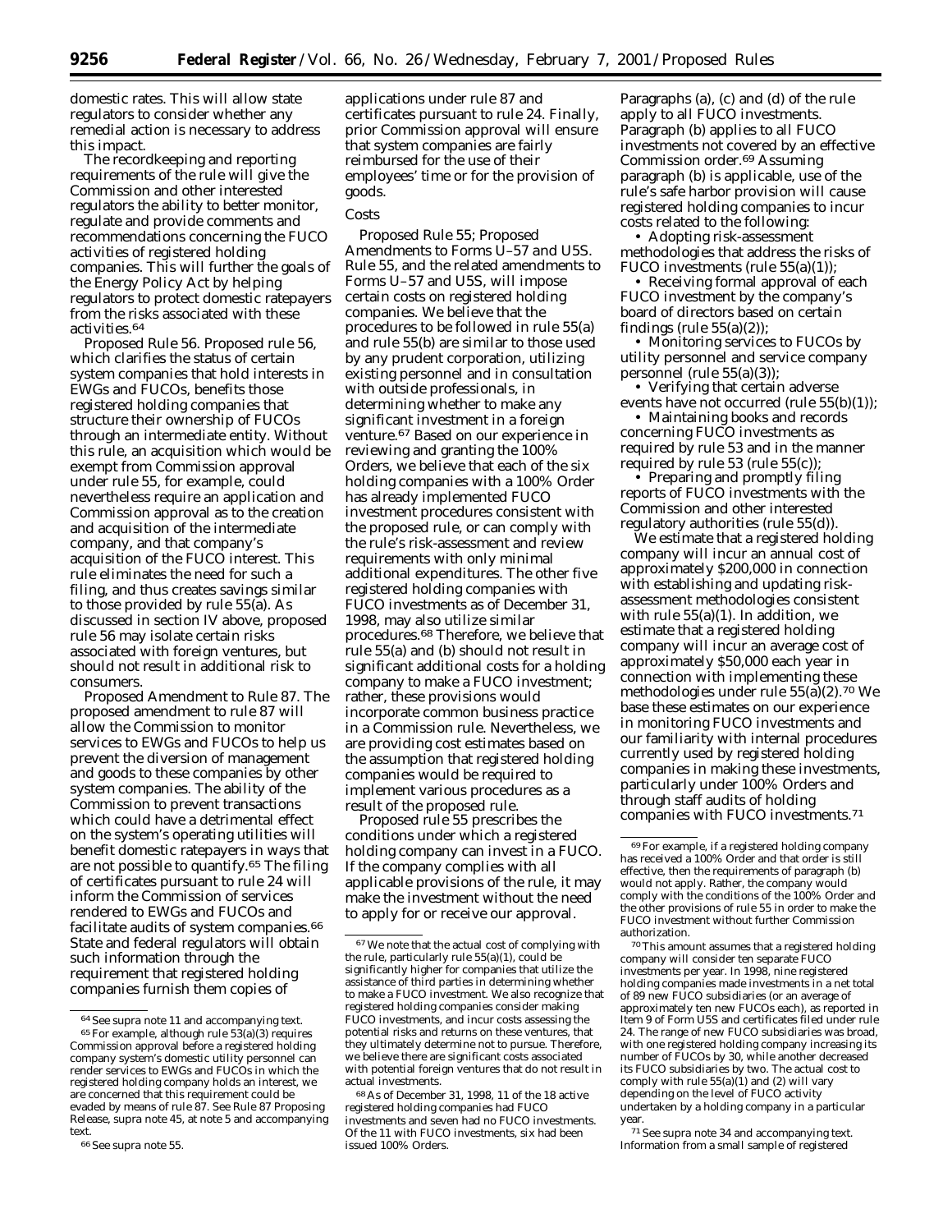domestic rates. This will allow state regulators to consider whether any remedial action is necessary to address this impact.

The recordkeeping and reporting requirements of the rule will give the Commission and other interested regulators the ability to better monitor, regulate and provide comments and recommendations concerning the FUCO activities of registered holding companies. This will further the goals of the Energy Policy Act by helping regulators to protect domestic ratepayers from the risks associated with these activities.[64]

*Proposed Rule 56.* Proposed rule 56, which clarifies the status of certain system companies that hold interests in EWGs and FUCOs, benefits those registered holding companies that structure their ownership of FUCOs through an intermediate entity. Without this rule, an acquisition which would be exempt from Commission approval under rule 55, for example, could nevertheless require an application and Commission approval as to the creation and acquisition of the intermediate company, and that company's acquisition of the FUCO interest. This rule eliminates the need for such a filing, and thus creates savings similar to those provided by rule 55(a). As discussed in section IV above, proposed rule 56 may isolate certain risks associated with foreign ventures, but should not result in additional risk to consumers.

*Proposed Amendment to Rule 87.* The proposed amendment to rule 87 will allow the Commission to monitor services to EWGs and FUCOs to help us prevent the diversion of management and goods to these companies by other system companies. The ability of the Commission to prevent transactions which could have a detrimental effect on the system's operating utilities will benefit domestic ratepayers in ways that are not possible to quantify.[65] The filing of certificates pursuant to rule 24 will inform the Commission of services rendered to EWGs and FUCOs and facilitate audits of system companies.[66] State and federal regulators will obtain such information through the requirement that registered holding companies furnish them copies of applications under rule 87 and certificates pursuant to rule 24. Finally, prior Commission approval will ensure that system companies are fairly reimbursed for the use of their employees' time or for the provision of goods.

## Costs

*Proposed Rule 55; Proposed Amendments to Forms U–57 and U5S.* Rule 55, and the related amendments to Forms U–57 and U5S, will impose certain costs on registered holding companies. We believe that the procedures to be followed in rule 55(a) and rule 55(b) are similar to those used by any prudent corporation, utilizing existing personnel and in consultation with outside professionals, in determining whether to make any significant investment in a foreign venture.[67] Based on our experience in reviewing and granting the 100% Orders, we believe that each of the six holding companies with a 100% Order has already implemented FUCO investment procedures consistent with the proposed rule, or can comply with the rule's risk-assessment and review requirements with only minimal additional expenditures. The other five registered holding companies with FUCO investments as of December 31, 1998, may also utilize similar procedures.[68] Therefore, we believe that rule 55(a) and (b) should not result in significant additional costs for a holding company to make a FUCO investment; rather, these provisions would incorporate common business practice in a Commission rule. Nevertheless, we are providing cost estimates based on the assumption that registered holding companies would be required to implement various procedures as a result of the proposed rule.

Proposed rule 55 prescribes the conditions under which a registered holding company can invest in a FUCO. If the company complies with all applicable provisions of the rule, it may make the investment without the need to apply for or receive our approval. Paragraphs (a), (c) and (d) of the rule apply to all FUCO investments. Paragraph (b) applies to all FUCO investments not covered by an effective Commission order.[69] Assuming paragraph (b) is applicable, use of the rule's safe harbor provision will cause registered holding companies to incur costs related to the following:

- Adopting risk-assessment methodologies that address the risks of FUCO investments (rule 55(a)(1));
- Receiving formal approval of each FUCO investment by the company's board of directors based on certain findings (rule 55(a)(2));
- Monitoring services to FUCOs by utility personnel and service company personnel (rule 55(a)(3));
- Verifying that certain adverse events have not occurred (rule 55(b)(1));
- Maintaining books and records concerning FUCO investments as required by rule 53 and in the manner required by rule 53 (rule 55(c));
- Preparing and promptly filing reports of FUCO investments with the Commission and other interested regulatory authorities (rule 55(d)).

We estimate that a registered holding company will incur an annual cost of approximately $200,000 in connection with establishing and updating risk-assessment methodologies consistent with rule 55(a)(1). In addition, we estimate that a registered holding company will incur an average cost of approximately $50,000 each year in connection with implementing these methodologies under rule 55(a)(2).[70] We base these estimates on our experience in monitoring FUCO investments and our familiarity with internal procedures currently used by registered holding companies in making these investments, particularly under 100% Orders and through staff audits of holding companies with FUCO investments.[71]

---

[64] See supra note 11 and accompanying text.

[65] For example, although rule 53(a)(3) requires Commission approval before a registered holding company system's domestic utility personnel can render services to EWGs and FUCOs in which the registered holding company holds an interest, we are concerned that this requirement could be evaded by means of rule 87. See Rule 87 Proposing Release, supra note 45, at note 5 and accompanying text.

[66] See supra note 55.

[67] We note that the actual cost of complying with the rule, particularly rule 55(a)(1), could be significantly higher for companies that utilize the assistance of third parties in determining whether to make a FUCO investment. We also recognize that registered holding companies consider making FUCO investments, and incur costs assessing the potential risks and returns on these ventures, that they ultimately determine not to pursue. Therefore, we believe there are significant costs associated with potential foreign ventures that do not result in actual investments.

[68] As of December 31, 1998, 11 of the 18 active registered holding companies had FUCO investments and seven had no FUCO investments. Of the 11 with FUCO investments, six had been issued 100% Orders.

[69] For example, if a registered holding company has received a 100% Order and that order is still effective, then the requirements of paragraph (b) would not apply. Rather, the company would comply with the conditions of the 100% Order and the other provisions of rule 55 in order to make the FUCO investment without further Commission authorization.

[70] This amount assumes that a registered holding company will consider ten separate FUCO investments per year. In 1998, nine registered holding companies made investments in a net total of 89 new FUCO subsidiaries (or an average of approximately ten new FUCOs each), as reported in Item 9 of Form U5S and certificates filed under rule 24. The range of new FUCO subsidiaries was broad, with one registered holding company increasing its number of FUCOs by 30, while another decreased its FUCO subsidiaries by two. The actual cost to comply with rule 55(a)(1) and (2) will vary depending on the level of FUCO activity undertaken by a holding company in a particular year.

[71] See supra note 34 and accompanying text. Information from a small sample of registered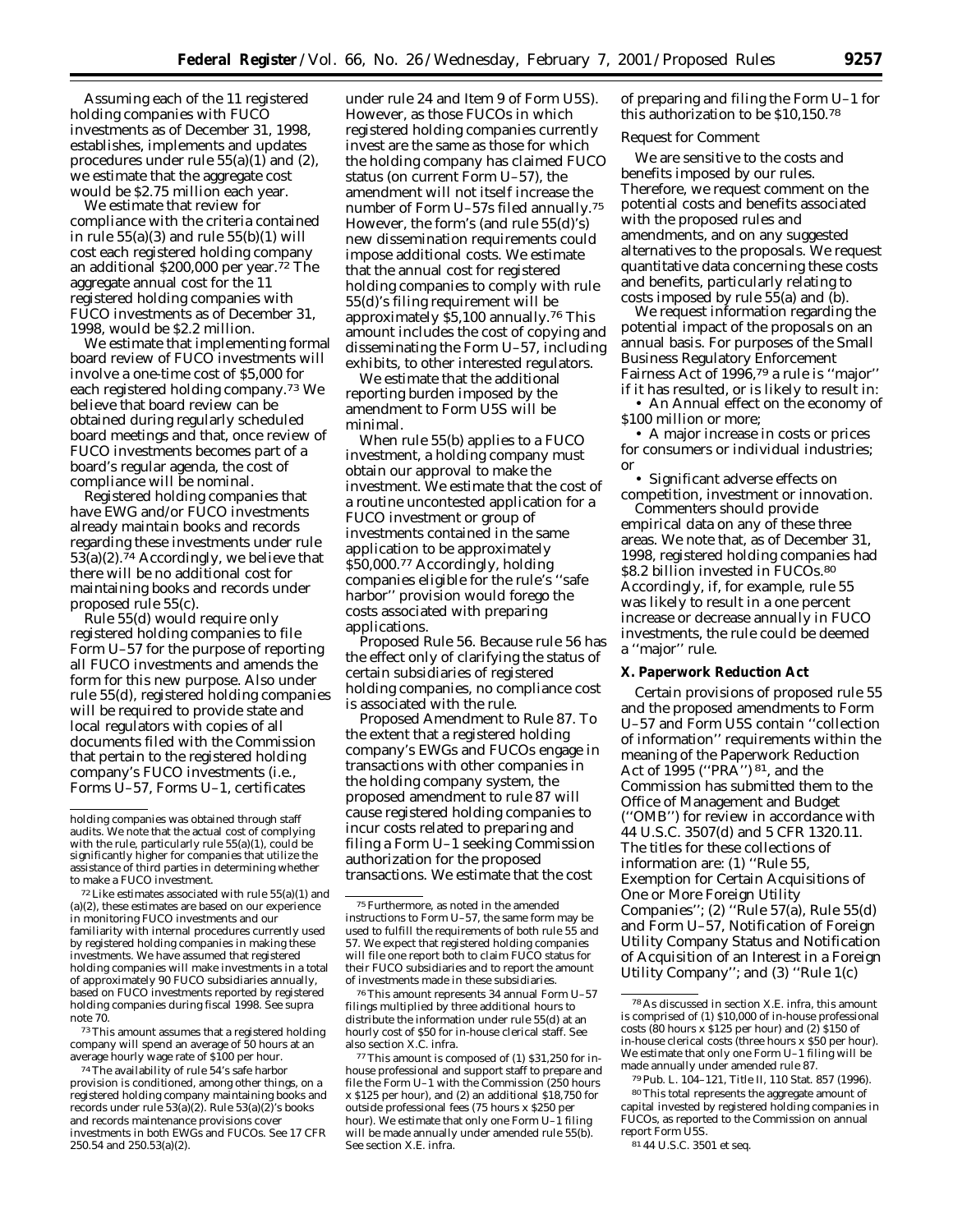Assuming each of the 11 registered holding companies with FUCO investments as of December 31, 1998, establishes, implements and updates procedures under rule 55(a)(1) and (2), we estimate that the aggregate cost would be $2.75 million each year.

We estimate that review for compliance with the criteria contained in rule 55(a)(3) and rule 55(b)(1) will cost each registered holding company an additional $200,000 per year.[72] The aggregate annual cost for the 11 registered holding companies with FUCO investments as of December 31, 1998, would be $2.2 million.

We estimate that implementing formal board review of FUCO investments will involve a one-time cost of $5,000 for each registered holding company.[73] We believe that board review can be obtained during regularly scheduled board meetings and that, once review of FUCO investments becomes part of a board's regular agenda, the cost of compliance will be nominal.

Registered holding companies that have EWG and/or FUCO investments already maintain books and records regarding these investments under rule 53(a)(2).[74] Accordingly, we believe that there will be no additional cost for maintaining books and records under proposed rule 55(c).

Rule 55(d) would require only registered holding companies to file Form U–57 for the purpose of reporting all FUCO investments and amends the form for this new purpose. Also under rule 55(d), registered holding companies will be required to provide state and local regulators with copies of all documents filed with the Commission that pertain to the registered holding company's FUCO investments (*i.e.*, Forms U–57, Forms U–1, certificates under rule 24 and Item 9 of Form U5S). However, as those FUCOs in which registered holding companies currently invest are the same as those for which the holding company has claimed FUCO status (on current Form U–57), the amendment will not itself increase the number of Form U–57s filed annually.[75] However, the form's (and rule 55(d)'s) new dissemination requirements could impose additional costs. We estimate that the annual cost for registered holding companies to comply with rule 55(d)'s filing requirement will be approximately $5,100 annually.[76] This amount includes the cost of copying and disseminating the Form U–57, including exhibits, to other interested regulators.

We estimate that the additional reporting burden imposed by the amendment to Form U5S will be minimal.

When rule 55(b) applies to a FUCO investment, a holding company must obtain our approval to make the investment. We estimate that the cost of a routine uncontested application for a FUCO investment or group of investments contained in the same application to be approximately $50,000.[77] Accordingly, holding companies eligible for the rule's "safe harbor" provision would forego the costs associated with preparing applications.

*Proposed Rule 56.* Because rule 56 has the effect only of clarifying the status of certain subsidiaries of registered holding companies, no compliance cost is associated with the rule.

*Proposed Amendment to Rule 87.* To the extent that a registered holding company's EWGs and FUCOs engage in transactions with other companies in the holding company system, the proposed amendment to rule 87 will cause registered holding companies to incur costs related to preparing and filing a Form U–1 seeking Commission authorization for the proposed transactions. We estimate that the cost of preparing and filing the Form U–1 for this authorization to be $10,150.[78]

*Request for Comment*

We are sensitive to the costs and benefits imposed by our rules. Therefore, we request comment on the potential costs and benefits associated with the proposed rules and amendments, and on any suggested alternatives to the proposals. We request quantitative data concerning these costs and benefits, particularly relating to costs imposed by rule 55(a) and (b).

We request information regarding the potential impact of the proposals on an annual basis. For purposes of the Small Business Regulatory Enforcement Fairness Act of 1996,[79] a rule is "major" if it has resulted, or is likely to result in:

- An Annual effect on the economy of $100 million or more;
- A major increase in costs or prices for consumers or individual industries; or
- Significant adverse effects on competition, investment or innovation.

Commenters should provide empirical data on any of these three areas. We note that, as of December 31, 1998, registered holding companies had $8.2 billion invested in FUCOs.[80] Accordingly, if, for example, rule 55 was likely to result in a one percent increase or decrease annually in FUCO investments, the rule could be deemed a "major" rule.

## X. Paperwork Reduction Act

Certain provisions of proposed rule 55 and the proposed amendments to Form U–57 and Form U5S contain "collection of information" requirements within the meaning of the Paperwork Reduction Act of 1995 ("PRA")[81], and the Commission has submitted them to the Office of Management and Budget ("OMB") for review in accordance with 44 U.S.C. 3507(d) and 5 CFR 1320.11. The titles for these collections of information are: (1) "Rule 55, Exemption for Certain Acquisitions of One or More Foreign Utility Companies"; (2) "Rule 57(a), Rule 55(d) and Form U–57, Notification of Foreign Utility Company Status and Notification of Acquisition of an Interest in a Foreign Utility Company"; and (3) "Rule 1(c)

---

holding companies was obtained through staff audits. We note that the actual cost of complying with the rule, particularly rule 55(a)(1), could be significantly higher for companies that utilize the assistance of third parties in determining whether to make a FUCO investment.

[72] Like estimates associated with rule 55(a)(1) and (a)(2), these estimates are based on our experience in monitoring FUCO investments and our familiarity with internal procedures currently used by registered holding companies in making these investments. We have assumed that registered holding companies will make investments in a total of approximately 90 FUCO subsidiaries annually, based on FUCO investments reported by registered holding companies during fiscal 1998. *See supra* note 70.

[73] This amount assumes that a registered holding company will spend an average of 50 hours at an average hourly wage rate of $100 per hour.

[74] The availability of rule 54's safe harbor provision is conditioned, among other things, on a registered holding company maintaining books and records under rule 53(a)(2). Rule 53(a)(2)'s books and records maintenance provisions cover investments in both EWGs and FUCOs. *See* 17 CFR 250.54 and 250.53(a)(2).

[75] Furthermore, as noted in the amended instructions to Form U–57, the same form may be used to fulfill the requirements of both rule 55 and 57. We expect that registered holding companies will file one report both to claim FUCO status for their FUCO subsidiaries and to report the amount of investments made in these subsidiaries.

[76] This amount represents 34 annual Form U–57 filings multiplied by three additional hours to distribute the information under rule 55(d) at an hourly cost of $50 for in-house clerical staff. *See also* section X.C. *infra.*

[77] This amount is composed of (1) $31,250 for in-house professional and support staff to prepare and file the Form U–1 with the Commission (250 hours x $125 per hour), and (2) an additional $18,750 for outside professional fees (75 hours x $250 per hour). We estimate that only one Form U–1 filing will be made annually under amended rule 55(b). *See* section X.E. *infra.*

[78] As discussed in section X.E. *infra*, this amount is comprised of (1) $10,000 of in-house professional costs (80 hours x $125 per hour) and (2) $150 of in-house clerical costs (three hours x $50 per hour). We estimate that only one Form U–1 filing will be made annually under amended rule 87.

[79] Pub. L. 104–121, Title II, 110 Stat. 857 (1996).

[80] This total represents the aggregate amount of capital invested by registered holding companies in FUCOs, as reported to the Commission on annual report Form U5S.

[81] 44 U.S.C. 3501 *et seq.*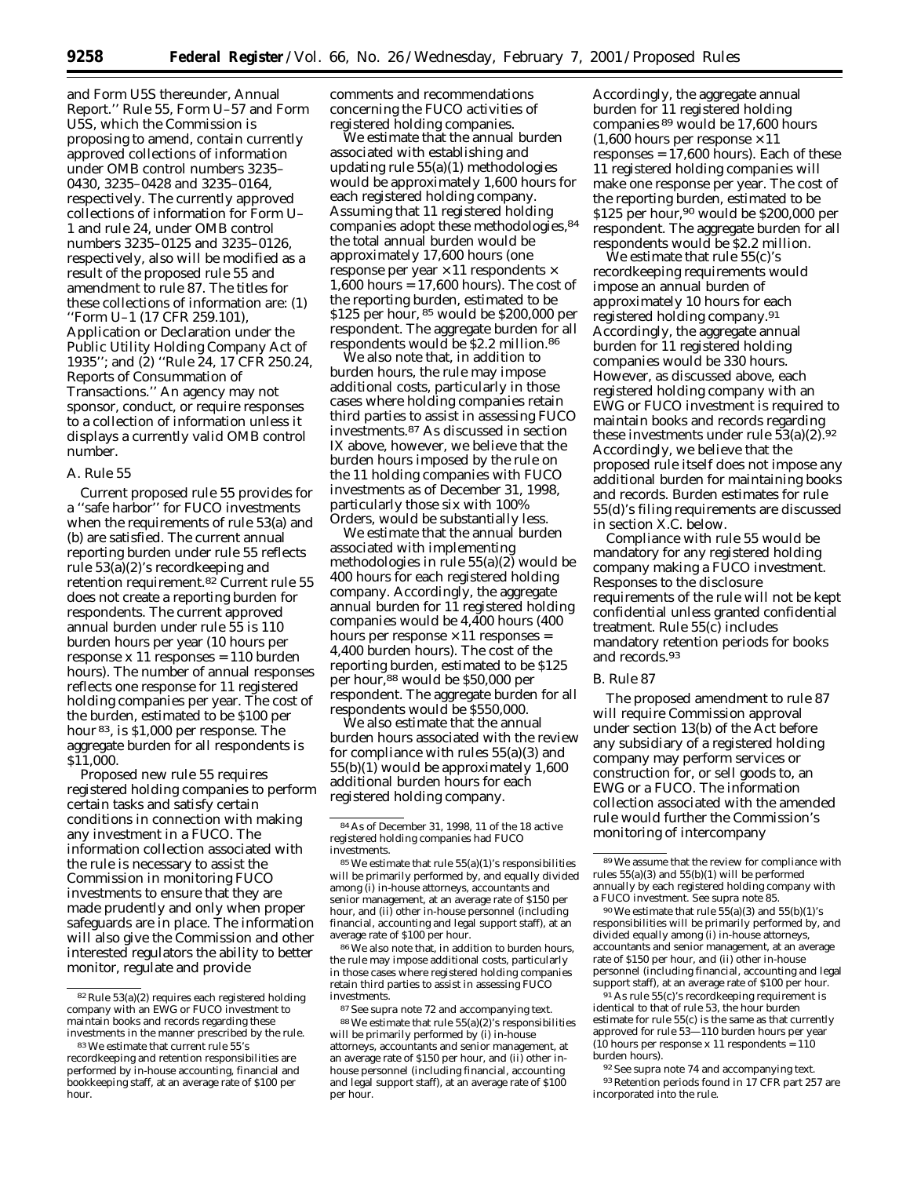and Form U5S thereunder, Annual Report.'' Rule 55, Form U–57 and Form U5S, which the Commission is proposing to amend, contain currently approved collections of information under OMB control numbers 3235–0430, 3235–0428 and 3235–0164, respectively. The currently approved collections of information for Form U–1 and rule 24, under OMB control numbers 3235–0125 and 3235–0126, respectively, also will be modified as a result of the proposed rule 55 and amendment to rule 87. The titles for these collections of information are: (1) ''Form U–1 (17 CFR 259.101), Application or Declaration under the Public Utility Holding Company Act of 1935''; and (2) ''Rule 24, 17 CFR 250.24, Reports of Consummation of Transactions.'' An agency may not sponsor, conduct, or require responses to a collection of information unless it displays a currently valid OMB control number.

### A. Rule 55

Current proposed rule 55 provides for a ''safe harbor'' for FUCO investments when the requirements of rule 53(a) and (b) are satisfied. The current annual reporting burden under rule 55 reflects rule 53(a)(2)'s recordkeeping and retention requirement.[82] Current rule 55 does not create a reporting burden for respondents. The current approved annual burden under rule 55 is 110 burden hours per year (10 hours per response x 11 responses = 110 burden hours). The number of annual responses reflects one response for 11 registered holding companies per year. The cost of the burden, estimated to be $100 per hour [83], is $1,000 per response. The aggregate burden for all respondents is $11,000.

Proposed new rule 55 requires registered holding companies to perform certain tasks and satisfy certain conditions in connection with making any investment in a FUCO. The information collection associated with the rule is necessary to assist the Commission in monitoring FUCO investments to ensure that they are made prudently and only when proper safeguards are in place. The information will also give the Commission and other interested regulators the ability to better monitor, regulate and provide comments and recommendations concerning the FUCO activities of registered holding companies.

We estimate that the annual burden associated with establishing and updating rule 55(a)(1) methodologies would be approximately 1,600 hours for each registered holding company. Assuming that 11 registered holding companies adopt these methodologies,[84] the total annual burden would be approximately 17,600 hours (one response per year × 11 respondents × 1,600 hours = 17,600 hours). The cost of the reporting burden, estimated to be $125 per hour, [85] would be $200,000 per respondent. The aggregate burden for all respondents would be $2.2 million.[86]

We also note that, in addition to burden hours, the rule may impose additional costs, particularly in those cases where holding companies retain third parties to assist in assessing FUCO investments.[87] As discussed in section IX above, however, we believe that the burden hours imposed by the rule on the 11 holding companies with FUCO investments as of December 31, 1998, particularly those six with 100% Orders, would be substantially less.

We estimate that the annual burden associated with implementing methodologies in rule 55(a)(2) would be 400 hours for each registered holding company. Accordingly, the aggregate annual burden for 11 registered holding companies would be 4,400 hours (400 hours per response × 11 responses = 4,400 burden hours). The cost of the reporting burden, estimated to be $125 per hour,[88] would be $50,000 per respondent. The aggregate burden for all respondents would be $550,000.

We also estimate that the annual burden hours associated with the review for compliance with rules 55(a)(3) and 55(b)(1) would be approximately 1,600 additional burden hours for each registered holding company. Accordingly, the aggregate annual burden for 11 registered holding companies [89] would be 17,600 hours (1,600 hours per response × 11 responses = 17,600 hours). Each of these 11 registered holding companies will make one response per year. The cost of the reporting burden, estimated to be $125 per hour,[90] would be $200,000 per respondent. The aggregate burden for all respondents would be $2.2 million.

We estimate that rule 55(c)'s recordkeeping requirements would impose an annual burden of approximately 10 hours for each registered holding company.[91] Accordingly, the aggregate annual burden for 11 registered holding companies would be 330 hours. However, as discussed above, each registered holding company with an EWG or FUCO investment is required to maintain books and records regarding these investments under rule 53(a)(2).[92] Accordingly, we believe that the proposed rule itself does not impose any additional burden for maintaining books and records. Burden estimates for rule 55(d)'s filing requirements are discussed in section X.C. below.

Compliance with rule 55 would be mandatory for any registered holding company making a FUCO investment. Responses to the disclosure requirements of the rule will not be kept confidential unless granted confidential treatment. Rule 55(c) includes mandatory retention periods for books and records.[93]

### B. Rule 87

The proposed amendment to rule 87 will require Commission approval under section 13(b) of the Act before any subsidiary of a registered holding company may perform services or construction for, or sell goods to, an EWG or a FUCO. The information collection associated with the amended rule would further the Commission's monitoring of intercompany

---

[82] Rule 53(a)(2) requires each registered holding company with an EWG or FUCO investment to maintain books and records regarding these investments in the manner prescribed by the rule.

[83] We estimate that current rule 55's recordkeeping and retention responsibilities are performed by in-house accounting, financial and bookkeeping staff, at an average rate of $100 per hour.

[84] As of December 31, 1998, 11 of the 18 active registered holding companies had FUCO investments.

[85] We estimate that rule 55(a)(1)'s responsibilities will be primarily performed by, and equally divided among (i) in-house attorneys, accountants and senior management, at an average rate of $150 per hour, and (ii) other in-house personnel (including financial, accounting and legal support staff), at an average rate of $100 per hour.

[86] We also note that, in addition to burden hours, the rule may impose additional costs, particularly in those cases where registered holding companies retain third parties to assist in assessing FUCO investments.

[87] See supra note 72 and accompanying text.

[88] We estimate that rule 55(a)(2)'s responsibilities will be primarily performed by (i) in-house attorneys, accountants and senior management, at an average rate of $150 per hour, and (ii) other in-house personnel (including financial, accounting and legal support staff), at an average rate of $100 per hour.

[89] We assume that the review for compliance with rules 55(a)(3) and 55(b)(1) will be performed annually by each registered holding company with a FUCO investment. See supra note 85.

[90] We estimate that rule 55(a)(3) and 55(b)(1)'s responsibilities will be primarily performed by, and divided equally among (i) in-house attorneys, accountants and senior management, at an average rate of $150 per hour, and (ii) other in-house personnel (including financial, accounting and legal support staff), at an average rate of $100 per hour.

[91] As rule 55(c)'s recordkeeping requirement is identical to that of rule 53, the hour burden estimate for rule 55(c) is the same as that currently approved for rule 53—110 burden hours per year (10 hours per response x 11 respondents = 110 burden hours).

[92] See supra note 74 and accompanying text.

[93] Retention periods found in 17 CFR part 257 are incorporated into the rule.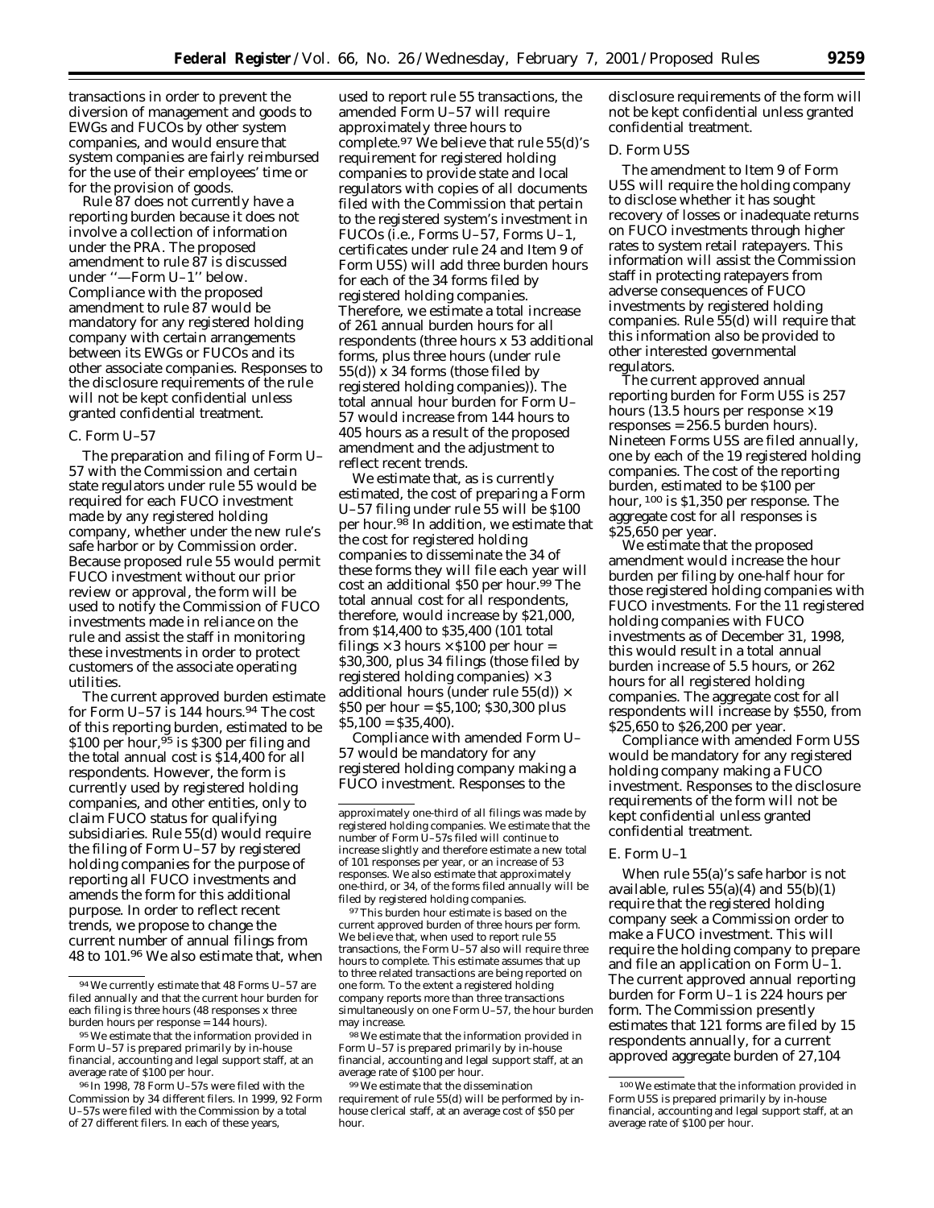transactions in order to prevent the diversion of management and goods to EWGs and FUCOs by other system companies, and would ensure that system companies are fairly reimbursed for the use of their employees' time or for the provision of goods.

Rule 87 does not currently have a reporting burden because it does not involve a collection of information under the PRA. The proposed amendment to rule 87 is discussed under ''—Form U–1'' below. Compliance with the proposed amendment to rule 87 would be mandatory for any registered holding company with certain arrangements between its EWGs or FUCOs and its other associate companies. Responses to the disclosure requirements of the rule will not be kept confidential unless granted confidential treatment.

### C. Form U–57

The preparation and filing of Form U–57 with the Commission and certain state regulators under rule 55 would be required for each FUCO investment made by any registered holding company, whether under the new rule's safe harbor or by Commission order. Because proposed rule 55 would permit FUCO investment without our prior review or approval, the form will be used to notify the Commission of FUCO investments made in reliance on the rule and assist the staff in monitoring these investments in order to protect customers of the associate operating utilities.

The current approved burden estimate for Form U–57 is 144 hours.[94] The cost of this reporting burden, estimated to be $100 per hour,[95] is $300 per filing and the total annual cost is $14,400 for all respondents. However, the form is currently used by registered holding companies, and other entities, only to claim FUCO status for qualifying subsidiaries. Rule 55(d) would require the filing of Form U–57 by registered holding companies for the purpose of reporting all FUCO investments and amends the form for this additional purpose. In order to reflect recent trends, we propose to change the current number of annual filings from 48 to 101.[96] We also estimate that, when used to report rule 55 transactions, the amended Form U–57 will require approximately three hours to complete.[97] We believe that rule 55(d)'s requirement for registered holding companies to provide state and local regulators with copies of all documents filed with the Commission that pertain to the registered system's investment in FUCOs (*i.e.,* Forms U–57, Forms U–1, certificates under rule 24 and Item 9 of Form U5S) will add three burden hours for each of the 34 forms filed by registered holding companies. Therefore, we estimate a total increase of 261 annual burden hours for all respondents (three hours x 53 additional forms, plus three hours (under rule 55(d)) x 34 forms (those filed by registered holding companies)). The total annual hour burden for Form U–57 would increase from 144 hours to 405 hours as a result of the proposed amendment and the adjustment to reflect recent trends.

We estimate that, as is currently estimated, the cost of preparing a Form U–57 filing under rule 55 will be $100 per hour.[98] In addition, we estimate that the cost for registered holding companies to disseminate the 34 of these forms they will file each year will cost an additional $50 per hour.[99] The total annual cost for all respondents, therefore, would increase by $21,000, from $14,400 to $35,400 (101 total filings × 3 hours × $100 per hour = $30,300, plus 34 filings (those filed by registered holding companies) × 3 additional hours (under rule 55(d)) × $50 per hour = $5,100; $30,300 plus $5,100 = $35,400).

Compliance with amended Form U–57 would be mandatory for any registered holding company making a FUCO investment. Responses to the disclosure requirements of the form will not be kept confidential unless granted confidential treatment.

### D. Form U5S

The amendment to Item 9 of Form U5S will require the holding company to disclose whether it has sought recovery of losses or inadequate returns on FUCO investments through higher rates to system retail ratepayers. This information will assist the Commission staff in protecting ratepayers from adverse consequences of FUCO investments by registered holding companies. Rule 55(d) will require that this information also be provided to other interested governmental regulators.

The current approved annual reporting burden for Form U5S is 257 hours (13.5 hours per response × 19 responses = 256.5 burden hours). Nineteen Forms U5S are filed annually, one by each of the 19 registered holding companies. The cost of the reporting burden, estimated to be $100 per hour,[100] is $1,350 per response. The aggregate cost for all responses is $25,650 per year.

We estimate that the proposed amendment would increase the hour burden per filing by one-half hour for those registered holding companies with FUCO investments. For the 11 registered holding companies with FUCO investments as of December 31, 1998, this would result in a total annual burden increase of 5.5 hours, or 262 hours for all registered holding companies. The aggregate cost for all respondents will increase by $550, from $25,650 to $26,200 per year.

Compliance with amended Form U5S would be mandatory for any registered holding company making a FUCO investment. Responses to the disclosure requirements of the form will not be kept confidential unless granted confidential treatment.

### E. Form U–1

When rule 55(a)'s safe harbor is not available, rules 55(a)(4) and 55(b)(1) require that the registered holding company seek a Commission order to make a FUCO investment. This will require the holding company to prepare and file an application on Form U–1. The current approved annual reporting burden for Form U–1 is 224 hours per form. The Commission presently estimates that 121 forms are filed by 15 respondents annually, for a current approved aggregate burden of 27,104

---

[94] We currently estimate that 48 Forms U–57 are filed annually and that the current hour burden for each filing is three hours (48 responses x three burden hours per response = 144 hours).

[95] We estimate that the information provided in Form U–57 is prepared primarily by in-house financial, accounting and legal support staff, at an average rate of $100 per hour.

[96] In 1998, 78 Form U–57s were filed with the Commission by 34 different filers. In 1999, 92 Form U–57s were filed with the Commission by a total of 27 different filers. In each of these years, approximately one-third of all filings was made by registered holding companies. We estimate that the number of Form U–57s filed will continue to increase slightly and therefore estimate a new total of 101 responses per year, or an increase of 53 responses. We also estimate that approximately one-third, or 34, of the forms filed annually will be filed by registered holding companies.

[97] This burden hour estimate is based on the current approved burden of three hours per form. We believe that, when used to report rule 55 transactions, the Form U–57 also will require three hours to complete. This estimate assumes that up to three related transactions are being reported on one form. To the extent a registered holding company reports more than three transactions simultaneously on one Form U–57, the hour burden may increase.

[98] We estimate that the information provided in Form U–57 is prepared primarily by in-house financial, accounting and legal support staff, at an average rate of $100 per hour.

[99] We estimate that the dissemination requirement of rule 55(d) will be performed by in-house clerical staff, at an average cost of $50 per hour.

[100] We estimate that the information provided in Form U5S is prepared primarily by in-house financial, accounting and legal support staff, at an average rate of $100 per hour.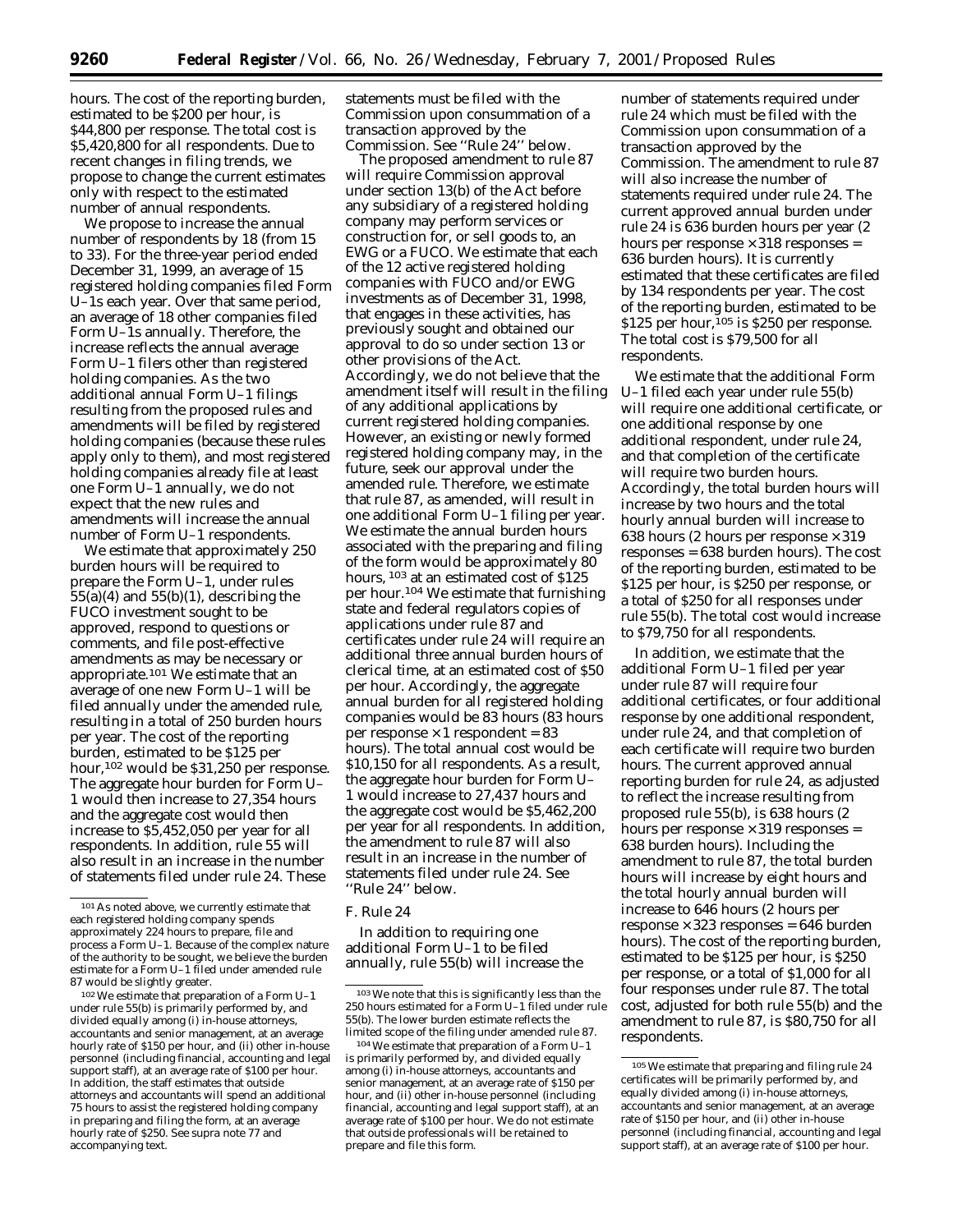hours. The cost of the reporting burden, estimated to be $200 per hour, is $44,800 per response. The total cost is $5,420,800 for all respondents. Due to recent changes in filing trends, we propose to change the current estimates only with respect to the estimated number of annual respondents.

We propose to increase the annual number of respondents by 18 (from 15 to 33). For the three-year period ended December 31, 1999, an average of 15 registered holding companies filed Form U–1s each year. Over that same period, an average of 18 other companies filed Form U–1s annually. Therefore, the increase reflects the annual average Form U–1 filers other than registered holding companies. As the two additional annual Form U–1 filings resulting from the proposed rules and amendments will be filed by registered holding companies (because these rules apply only to them), and most registered holding companies already file at least one Form U–1 annually, we do not expect that the new rules and amendments will increase the annual number of Form U–1 respondents.

We estimate that approximately 250 burden hours will be required to prepare the Form U–1, under rules 55(a)(4) and 55(b)(1), describing the FUCO investment sought to be approved, respond to questions or comments, and file post-effective amendments as may be necessary or appropriate.[101] We estimate that an average of one new Form U–1 will be filed annually under the amended rule, resulting in a total of 250 burden hours per year. The cost of the reporting burden, estimated to be $125 per hour,[102] would be $31,250 per response. The aggregate hour burden for Form U–1 would then increase to 27,354 hours and the aggregate cost would then increase to $5,452,050 per year for all respondents. In addition, rule 55 will also result in an increase in the number of statements filed under rule 24. These statements must be filed with the Commission upon consummation of a transaction approved by the Commission. See ''Rule 24'' below.

The proposed amendment to rule 87 will require Commission approval under section 13(b) of the Act before any subsidiary of a registered holding company may perform services or construction for, or sell goods to, an EWG or a FUCO. We estimate that each of the 12 active registered holding companies with FUCO and/or EWG investments as of December 31, 1998, that engages in these activities, has previously sought and obtained our approval to do so under section 13 or other provisions of the Act. Accordingly, we do not believe that the amendment itself will result in the filing of any additional applications by current registered holding companies. However, an existing or newly formed registered holding company may, in the future, seek our approval under the amended rule. Therefore, we estimate that rule 87, as amended, will result in one additional Form U–1 filing per year. We estimate the annual burden hours associated with the preparing and filing of the form would be approximately 80 hours,[103] at an estimated cost of $125 per hour.[104] We estimate that furnishing state and federal regulators copies of applications under rule 87 and certificates under rule 24 will require an additional three annual burden hours of clerical time, at an estimated cost of $50 per hour. Accordingly, the aggregate annual burden for all registered holding companies would be 83 hours (83 hours per response × 1 respondent = 83 hours). The total annual cost would be $10,150 for all respondents. As a result, the aggregate hour burden for Form U–1 would increase to 27,437 hours and the aggregate cost would be $5,462,200 per year for all respondents. In addition, the amendment to rule 87 will also result in an increase in the number of statements filed under rule 24. See ''Rule 24'' below.

*F. Rule 24*

In addition to requiring one additional Form U–1 to be filed annually, rule 55(b) will increase the number of statements required under rule 24 which must be filed with the Commission upon consummation of a transaction approved by the Commission. The amendment to rule 87 will also increase the number of statements required under rule 24. The current approved annual burden under rule 24 is 636 burden hours per year (2 hours per response × 318 responses = 636 burden hours). It is currently estimated that these certificates are filed by 134 respondents per year. The cost of the reporting burden, estimated to be $125 per hour,[105] is $250 per response. The total cost is $79,500 for all respondents.

We estimate that the additional Form U–1 filed each year under rule 55(b) will require one additional certificate, or one additional response by one additional respondent, under rule 24, and that completion of the certificate will require two burden hours. Accordingly, the total burden hours will increase by two hours and the total hourly annual burden will increase to 638 hours (2 hours per response × 319 responses = 638 burden hours). The cost of the reporting burden, estimated to be $125 per hour, is $250 per response, or a total of $250 for all responses under rule 55(b). The total cost would increase to $79,750 for all respondents.

In addition, we estimate that the additional Form U–1 filed per year under rule 87 will require four additional certificates, or four additional response by one additional respondent, under rule 24, and that completion of each certificate will require two burden hours. The current approved annual reporting burden for rule 24, as adjusted to reflect the increase resulting from proposed rule 55(b), is 638 hours (2 hours per response × 319 responses = 638 burden hours). Including the amendment to rule 87, the total burden hours will increase by eight hours and the total hourly annual burden will increase to 646 hours (2 hours per response × 323 responses = 646 burden hours). The cost of the reporting burden, estimated to be $125 per hour, is $250 per response, or a total of $1,000 for all four responses under rule 87. The total cost, adjusted for both rule 55(b) and the amendment to rule 87, is $80,750 for all respondents.

---

[101] As noted above, we currently estimate that each registered holding company spends approximately 224 hours to prepare, file and process a Form U–1. Because of the complex nature of the authority to be sought, we believe the burden estimate for a Form U–1 filed under amended rule 87 would be slightly greater.

[102] We estimate that preparation of a Form U–1 under rule 55(b) is primarily performed by, and divided equally among (i) in-house attorneys, accountants and senior management, at an average hourly rate of $150 per hour, and (ii) other in-house personnel (including financial, accounting and legal support staff), at an average rate of $100 per hour. In addition, the staff estimates that outside attorneys and accountants will spend an additional 75 hours to assist the registered holding company in preparing and filing the form, at an average hourly rate of $250. See supra note 77 and accompanying text.

[103] We note that this is significantly less than the 250 hours estimated for a Form U–1 filed under rule 55(b). The lower burden estimate reflects the limited scope of the filing under amended rule 87.

[104] We estimate that preparation of a Form U–1 is primarily performed by, and divided equally among (i) in-house attorneys, accountants and senior management, at an average rate of $150 per hour, and (ii) other in-house personnel (including financial, accounting and legal support staff), at an average rate of $100 per hour. We do not estimate that outside professionals will be retained to prepare and file this form.

[105] We estimate that preparing and filing rule 24 certificates will be primarily performed by, and equally divided among (i) in-house attorneys, accountants and senior management, at an average rate of $150 per hour, and (ii) other in-house personnel (including financial, accounting and legal support staff), at an average rate of $100 per hour.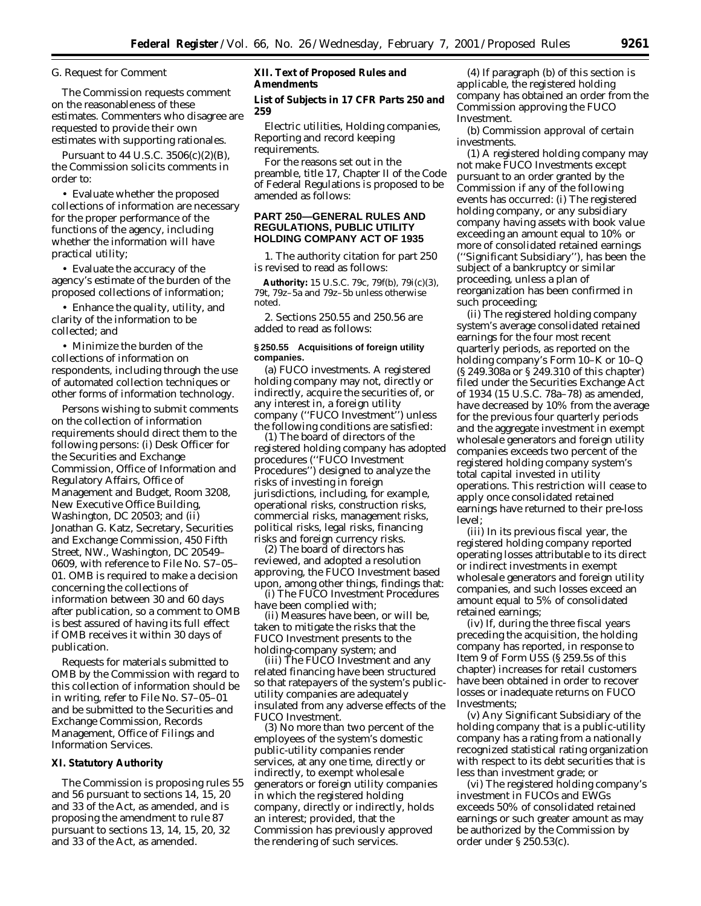### G. Request for Comment

The Commission requests comment on the reasonableness of these estimates. Commenters who disagree are requested to provide their own estimates with supporting rationales.

Pursuant to 44 U.S.C. 3506(c)(2)(B), the Commission solicits comments in order to:

- Evaluate whether the proposed collections of information are necessary for the proper performance of the functions of the agency, including whether the information will have practical utility;
- Evaluate the accuracy of the agency's estimate of the burden of the proposed collections of information;
- Enhance the quality, utility, and clarity of the information to be collected; and
- Minimize the burden of the collections of information on respondents, including through the use of automated collection techniques or other forms of information technology.

Persons wishing to submit comments on the collection of information requirements should direct them to the following persons: (i) Desk Officer for the Securities and Exchange Commission, Office of Information and Regulatory Affairs, Office of Management and Budget, Room 3208, New Executive Office Building, Washington, DC 20503; and (ii) Jonathan G. Katz, Secretary, Securities and Exchange Commission, 450 Fifth Street, NW., Washington, DC 20549–0609, with reference to File No. S7–05–01. OMB is required to make a decision concerning the collections of information between 30 and 60 days after publication, so a comment to OMB is best assured of having its full effect if OMB receives it within 30 days of publication.

Requests for materials submitted to OMB by the Commission with regard to this collection of information should be in writing, refer to File No. S7–05–01 and be submitted to the Securities and Exchange Commission, Records Management, Office of Filings and Information Services.

## XI. Statutory Authority

The Commission is proposing rules 55 and 56 pursuant to sections 14, 15, 20 and 33 of the Act, as amended, and is proposing the amendment to rule 87 pursuant to sections 13, 14, 15, 20, 32 and 33 of the Act, as amended.

## XII. Text of Proposed Rules and Amendments

### List of Subjects in 17 CFR Parts 250 and 259

Electric utilities, Holding companies, Reporting and record keeping requirements.

For the reasons set out in the preamble, title 17, Chapter II of the Code of Federal Regulations is proposed to be amended as follows:

## PART 250—GENERAL RULES AND REGULATIONS, PUBLIC UTILITY HOLDING COMPANY ACT OF 1935

1. The authority citation for part 250 is revised to read as follows:

**Authority:** 15 U.S.C. 79c, 79f(b), 79i(c)(3), 79t, 79z–5a and 79z–5b unless otherwise noted.

2. Sections 250.55 and 250.56 are added to read as follows:

### § 250.55 Acquisitions of foreign utility companies.

(a) *FUCO investments.* A registered holding company may not, directly or indirectly, acquire the securities of, or any interest in, a foreign utility company (''FUCO Investment'') unless the following conditions are satisfied:

(1) The board of directors of the registered holding company has adopted procedures (''FUCO Investment Procedures'') designed to analyze the risks of investing in foreign jurisdictions, including, for example, operational risks, construction risks, commercial risks, management risks, political risks, legal risks, financing risks and foreign currency risks.

(2) The board of directors has reviewed, and adopted a resolution approving, the FUCO Investment based upon, among other things, findings that:

(i) The FUCO Investment Procedures have been complied with;

(ii) Measures have been, or will be, taken to mitigate the risks that the FUCO Investment presents to the holding-company system; and

(iii) The FUCO Investment and any related financing have been structured so that ratepayers of the system's public-utility companies are adequately insulated from any adverse effects of the FUCO Investment.

(3) No more than two percent of the employees of the system's domestic public-utility companies render services, at any one time, directly or indirectly, to exempt wholesale generators or foreign utility companies in which the registered holding company, directly or indirectly, holds an interest; provided, that the Commission has previously approved the rendering of such services.

(4) If paragraph (b) of this section is applicable, the registered holding company has obtained an order from the Commission approving the FUCO Investment.

(b) *Commission approval of certain investments.*

(1) A registered holding company may not make FUCO Investments except pursuant to an order granted by the Commission if any of the following events has occurred: (i) The registered holding company, or any subsidiary company having assets with book value exceeding an amount equal to 10% or more of consolidated retained earnings (''Significant Subsidiary''), has been the subject of a bankruptcy or similar proceeding, unless a plan of reorganization has been confirmed in such proceeding;

(ii) The registered holding company system's average consolidated retained earnings for the four most recent quarterly periods, as reported on the holding company's Form 10–K or 10–Q (§ 249.308a or § 249.310 of this chapter) filed under the Securities Exchange Act of 1934 (15 U.S.C. 78a–78) as amended, have decreased by 10% from the average for the previous four quarterly periods and the aggregate investment in exempt wholesale generators and foreign utility companies exceeds two percent of the registered holding company system's total capital invested in utility operations. This restriction will cease to apply once consolidated retained earnings have returned to their pre-loss level;

(iii) In its previous fiscal year, the registered holding company reported operating losses attributable to its direct or indirect investments in exempt wholesale generators and foreign utility companies, and such losses exceed an amount equal to 5% of consolidated retained earnings;

(iv) If, during the three fiscal years preceding the acquisition, the holding company has reported, in response to Item 9 of Form U5S (§ 259.5s of this chapter) increases for retail customers have been obtained in order to recover losses or inadequate returns on FUCO Investments;

(v) Any Significant Subsidiary of the holding company that is a public-utility company has a rating from a nationally recognized statistical rating organization with respect to its debt securities that is less than investment grade; or

(vi) The registered holding company's investment in FUCOs and EWGs exceeds 50% of consolidated retained earnings or such greater amount as may be authorized by the Commission by order under § 250.53(c).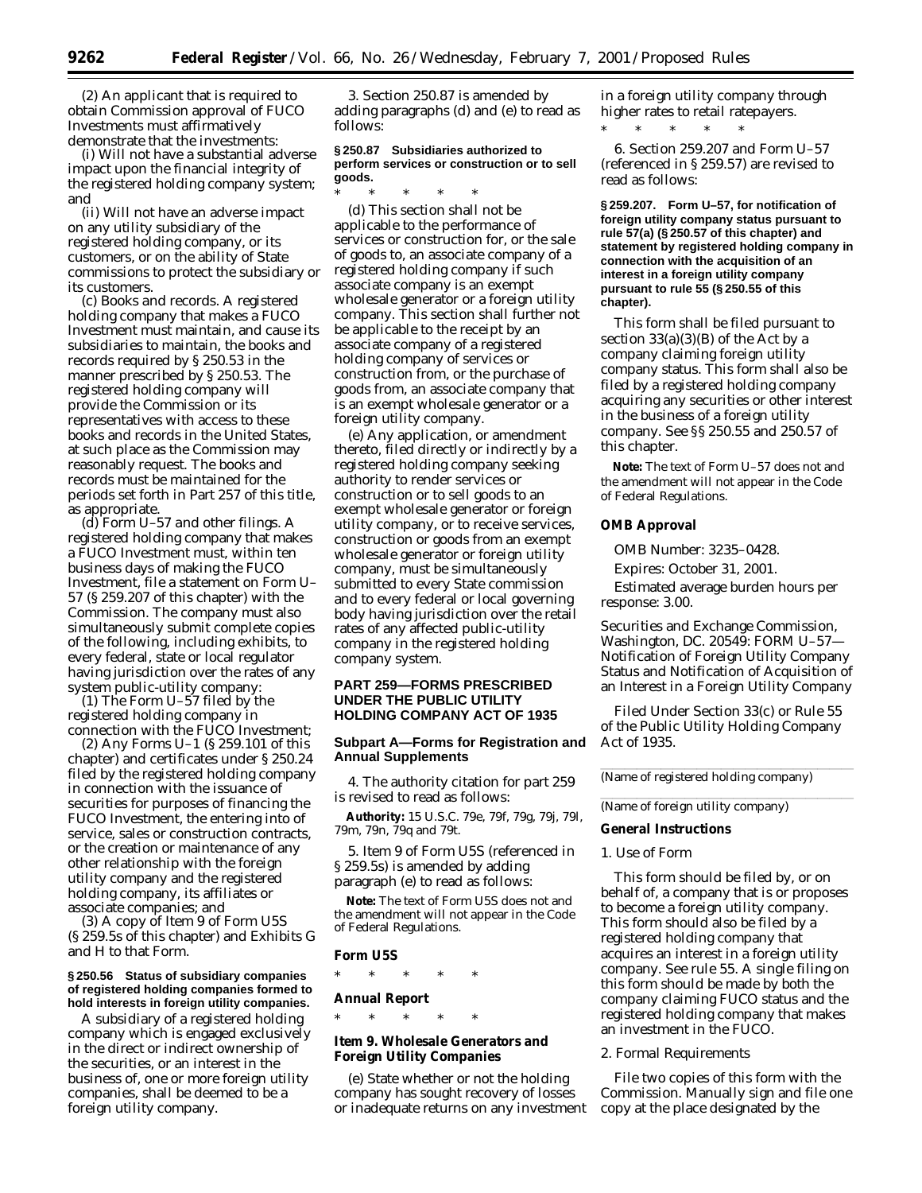(2) An applicant that is required to obtain Commission approval of FUCO Investments must affirmatively demonstrate that the investments:

(i) Will not have a substantial adverse impact upon the financial integrity of the registered holding company system; and

(ii) Will not have an adverse impact on any utility subsidiary of the registered holding company, or its customers, or on the ability of State commissions to protect the subsidiary or its customers.

(c) *Books and records.* A registered holding company that makes a FUCO Investment must maintain, and cause its subsidiaries to maintain, the books and records required by § 250.53 in the manner prescribed by § 250.53. The registered holding company will provide the Commission or its representatives with access to these books and records in the United States, at such place as the Commission may reasonably request. The books and records must be maintained for the periods set forth in Part 257 of this title, as appropriate.

(d) *Form U–57 and other filings.* A registered holding company that makes a FUCO Investment must, within ten business days of making the FUCO Investment, file a statement on Form U–57 (§ 259.207 of this chapter) with the Commission. The company must also simultaneously submit complete copies of the following, including exhibits, to every federal, state or local regulator having jurisdiction over the rates of any system public-utility company:

(1) The Form U–57 filed by the registered holding company in connection with the FUCO Investment;

(2) Any Forms U–1 (§ 259.101 of this chapter) and certificates under § 250.24 filed by the registered holding company in connection with the issuance of securities for purposes of financing the FUCO Investment, the entering into of service, sales or construction contracts, or the creation or maintenance of any other relationship with the foreign utility company and the registered holding company, its affiliates or associate companies; and

(3) A copy of Item 9 of Form U5S (§ 259.5s of this chapter) and Exhibits G and H to that Form.

**§ 250.56 Status of subsidiary companies of registered holding companies formed to hold interests in foreign utility companies.**

A subsidiary of a registered holding company which is engaged exclusively in the direct or indirect ownership of the securities, or an interest in the business of, one or more foreign utility companies, shall be deemed to be a foreign utility company.

3. Section 250.87 is amended by adding paragraphs (d) and (e) to read as follows:

**§ 250.87 Subsidiaries authorized to perform services or construction or to sell goods.**

* * * * *

(d) This section shall not be applicable to the performance of services or construction for, or the sale of goods to, an associate company of a registered holding company if such associate company is an exempt wholesale generator or a foreign utility company. This section shall further not be applicable to the receipt by an associate company of a registered holding company of services or construction from, or the purchase of goods from, an associate company that is an exempt wholesale generator or a foreign utility company.

(e) Any application, or amendment thereto, filed directly or indirectly by a registered holding company seeking authority to render services or construction or to sell goods to an exempt wholesale generator or foreign utility company, or to receive services, construction or goods from an exempt wholesale generator or foreign utility company, must be simultaneously submitted to every State commission and to every federal or local governing body having jurisdiction over the retail rates of any affected public-utility company in the registered holding company system.

## PART 259—FORMS PRESCRIBED UNDER THE PUBLIC UTILITY HOLDING COMPANY ACT OF 1935

### Subpart A—Forms for Registration and Annual Supplements

4. The authority citation for part 259 is revised to read as follows:

**Authority:** 15 U.S.C. 79e, 79f, 79g, 79j, 79l, 79m, 79n, 79q and 79t.

5. Item 9 of Form U5S (referenced in § 259.5s) is amended by adding paragraph (e) to read as follows:

**Note:** The text of Form U5S does not and the amendment will not appear in the Code of Federal Regulations.

**Form U5S**

* * * * *

**Annual Report**

* * * * *

**Item 9. Wholesale Generators and Foreign Utility Companies**

(e) State whether or not the holding company has sought recovery of losses or inadequate returns on any investment in a foreign utility company through higher rates to retail ratepayers.

* * * * *

6. Section 259.207 and Form U–57 (referenced in § 259.57) are revised to read as follows:

**§ 259.207. Form U–57, for notification of foreign utility company status pursuant to rule 57(a) (§ 250.57 of this chapter) and statement by registered holding company in connection with the acquisition of an interest in a foreign utility company pursuant to rule 55 (§ 250.55 of this chapter).**

This form shall be filed pursuant to section 33(a)(3)(B) of the Act by a company claiming foreign utility company status. This form shall also be filed by a registered holding company acquiring any securities or other interest in the business of a foreign utility company. See §§ 250.55 and 250.57 of this chapter.

**Note:** The text of Form U–57 does not and the amendment will not appear in the Code of Federal Regulations.

**OMB Approval**

OMB Number: 3235–0428.

Expires: October 31, 2001.

Estimated average burden hours per response: 3.00.

Securities and Exchange Commission, Washington, DC. 20549: FORM U–57—Notification of Foreign Utility Company Status and Notification of Acquisition of an Interest in a Foreign Utility Company

Filed Under Section 33(c) or Rule 55 of the Public Utility Holding Company Act of 1935.

(Name of registered holding company)

(Name of foreign utility company)

**General Instructions**

1. Use of Form

This form should be filed by, or on behalf of, a company that is or proposes to become a foreign utility company. This form should also be filed by a registered holding company that acquires an interest in a foreign utility company. See rule 55. A single filing on this form should be made by both the company claiming FUCO status and the registered holding company that makes an investment in the FUCO.

2. Formal Requirements

File two copies of this form with the Commission. Manually sign and file one copy at the place designated by the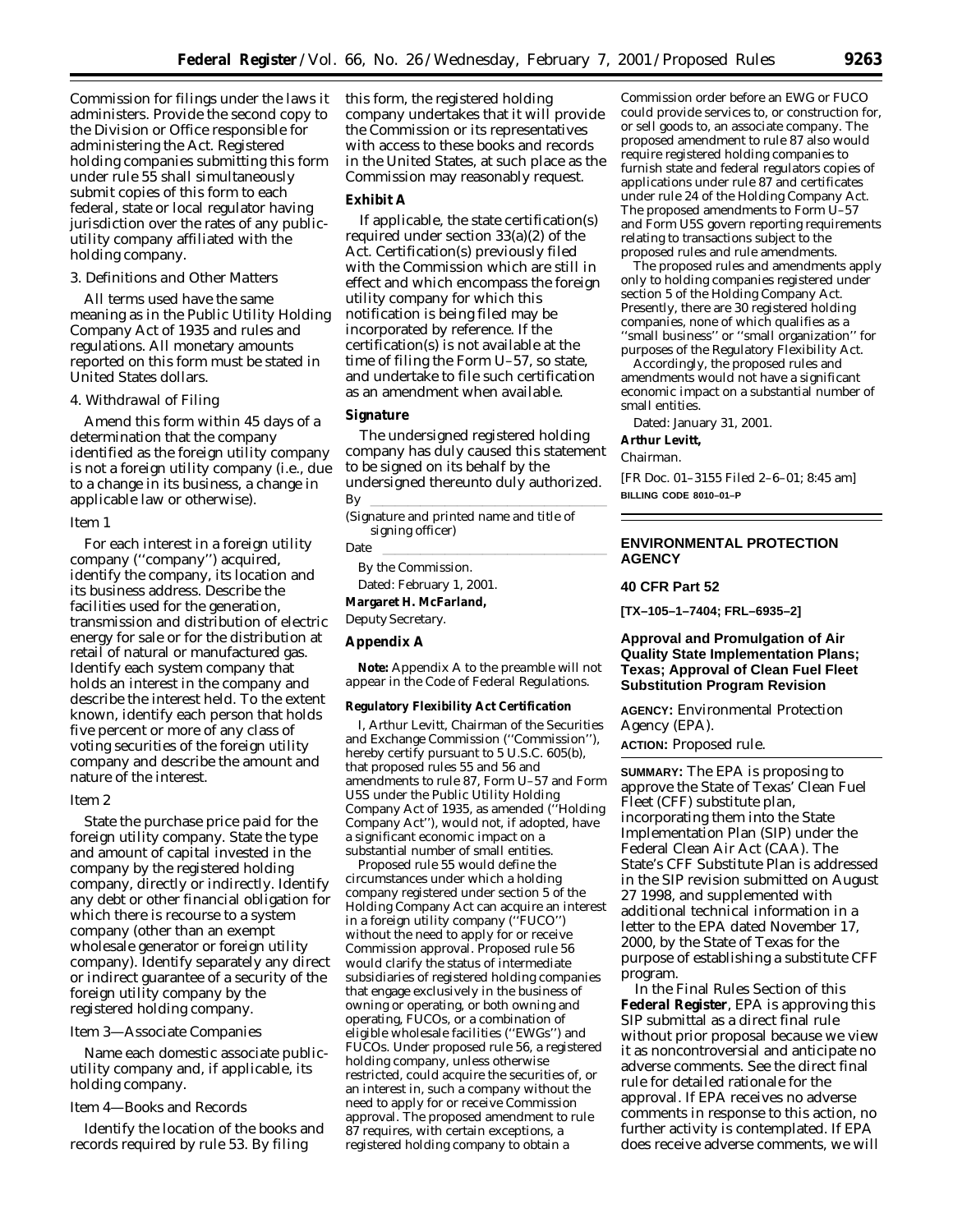Commission for filings under the laws it administers. Provide the second copy to the Division or Office responsible for administering the Act. Registered holding companies submitting this form under rule 55 shall simultaneously submit copies of this form to each federal, state or local regulator having jurisdiction over the rates of any public-utility company affiliated with the holding company.

3. Definitions and Other Matters

All terms used have the same meaning as in the Public Utility Holding Company Act of 1935 and rules and regulations. All monetary amounts reported on this form must be stated in United States dollars.

4. Withdrawal of Filing

Amend this form within 45 days of a determination that the company identified as the foreign utility company is not a foreign utility company (i.e., due to a change in its business, a change in applicable law or otherwise).

Item 1

For each interest in a foreign utility company (''company'') acquired, identify the company, its location and its business address. Describe the facilities used for the generation, transmission and distribution of electric energy for sale or for the distribution at retail of natural or manufactured gas. Identify each system company that holds an interest in the company and describe the interest held. To the extent known, identify each person that holds five percent or more of any class of voting securities of the foreign utility company and describe the amount and nature of the interest.

Item 2

State the purchase price paid for the foreign utility company. State the type and amount of capital invested in the company by the registered holding company, directly or indirectly. Identify any debt or other financial obligation for which there is recourse to a system company (other than an exempt wholesale generator or foreign utility company). Identify separately any direct or indirect guarantee of a security of the foreign utility company by the registered holding company.

Item 3—Associate Companies

Name each domestic associate public-utility company and, if applicable, its holding company.

Item 4—Books and Records

Identify the location of the books and records required by rule 53. By filing this form, the registered holding company undertakes that it will provide the Commission or its representatives with access to these books and records in the United States, at such place as the Commission may reasonably request.

**Exhibit A**

If applicable, the state certification(s) required under section 33(a)(2) of the Act. Certification(s) previously filed with the Commission which are still in effect and which encompass the foreign utility company for which this notification is being filed may be incorporated by reference. If the certification(s) is not available at the time of filing the Form U–57, so state, and undertake to file such certification as an amendment when available.

**Signature**

The undersigned registered holding company has duly caused this statement to be signed on its behalf by the undersigned thereunto duly authorized.

By \_\_\_\_\_\_\_\_\_\_\_\_\_\_\_\_\_\_\_\_\_\_\_\_\_\_\_\_

(Signature and printed name and title of signing officer)

Date \_\_\_\_\_\_\_\_\_\_\_\_\_\_\_\_\_\_\_\_\_\_\_\_\_\_\_\_

By the Commission.

Dated: February 1, 2001.

**Margaret H. McFarland,**

*Deputy Secretary.*

**Appendix A**

**Note:** Appendix A to the preamble will not appear in the Code of Federal Regulations.

**Regulatory Flexibility Act Certification**

I, Arthur Levitt, Chairman of the Securities and Exchange Commission (''Commission''), hereby certify pursuant to 5 U.S.C. 605(b), that proposed rules 55 and 56 and amendments to rule 87, Form U–57 and Form U5S under the Public Utility Holding Company Act of 1935, as amended (''Holding Company Act''), would not, if adopted, have a significant economic impact on a substantial number of small entities.

Proposed rule 55 would define the circumstances under which a holding company registered under section 5 of the Holding Company Act can acquire an interest in a foreign utility company (''FUCO'') without the need to apply for or receive Commission approval. Proposed rule 56 would clarify the status of intermediate subsidiaries of registered holding companies that engage exclusively in the business of owning or operating, or both owning and operating, FUCOs, or a combination of eligible wholesale facilities (''EWGs'') and FUCOs. Under proposed rule 56, a registered holding company, unless otherwise restricted, could acquire the securities of, or an interest in, such a company without the need to apply for or receive Commission approval. The proposed amendment to rule 87 requires, with certain exceptions, a registered holding company to obtain a Commission order before an EWG or FUCO could provide services to, or construction for, or sell goods to, an associate company. The proposed amendment to rule 87 also would require registered holding companies to furnish state and federal regulators copies of applications under rule 87 and certificates under rule 24 of the Holding Company Act. The proposed amendments to Form U–57 and Form U5S govern reporting requirements relating to transactions subject to the proposed rules and rule amendments.

The proposed rules and amendments apply only to holding companies registered under section 5 of the Holding Company Act. Presently, there are 30 registered holding companies, none of which qualifies as a ''small business'' or ''small organization'' for purposes of the Regulatory Flexibility Act.

Accordingly, the proposed rules and amendments would not have a significant economic impact on a substantial number of small entities.

Dated: January 31, 2001.

**Arthur Levitt,**

*Chairman.*

[FR Doc. 01–3155 Filed 2–6–01; 8:45 am]

**BILLING CODE 8010–01–P**

---

## ENVIRONMENTAL PROTECTION AGENCY

**40 CFR Part 52**

**[TX–105–1–7404; FRL–6935–2]**

### Approval and Promulgation of Air Quality State Implementation Plans; Texas; Approval of Clean Fuel Fleet Substitution Program Revision

**AGENCY:** Environmental Protection Agency (EPA).

**ACTION:** Proposed rule.

**SUMMARY:** The EPA is proposing to approve the State of Texas' Clean Fuel Fleet (CFF) substitute plan, incorporating them into the State Implementation Plan (SIP) under the Federal Clean Air Act (CAA). The State's CFF Substitute Plan is addressed in the SIP revision submitted on August 27 1998, and supplemented with additional technical information in a letter to the EPA dated November 17, 2000, by the State of Texas for the purpose of establishing a substitute CFF program.

In the Final Rules Section of this **Federal Register**, EPA is approving this SIP submittal as a direct final rule without prior proposal because we view it as noncontroversial and anticipate no adverse comments. See the direct final rule for detailed rationale for the approval. If EPA receives no adverse comments in response to this action, no further activity is contemplated. If EPA does receive adverse comments, we will